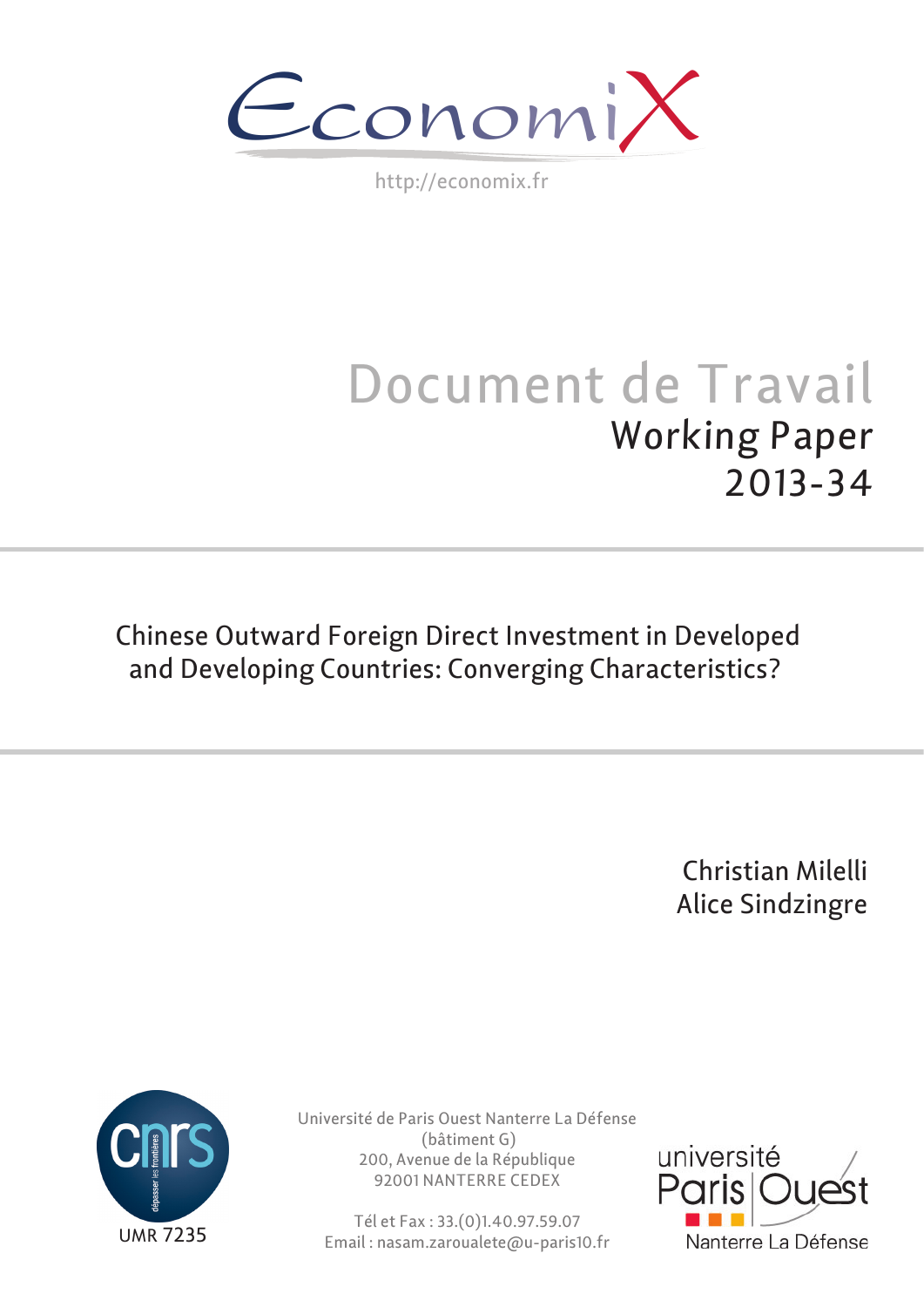EconomiX

http://economix.fr

# Document de Travail

## Working Paper 2013-34

# Chinese Outward Foreign Direct Investment in Developed and Developing Countries: Converging Characteristics?

Christian Milelli

Alice Sindzingre

UMR 7235

Université de Paris Ouest Nanterre La Défense
(bâtiment G)
200, Avenue de la République
92001 NANTERRE CEDEX

Tél et Fax : 33.(0)1.40.97.59.07
Email : nasam.zaroualete@u-paris10.fr

université Paris Ouest Nanterre La Défense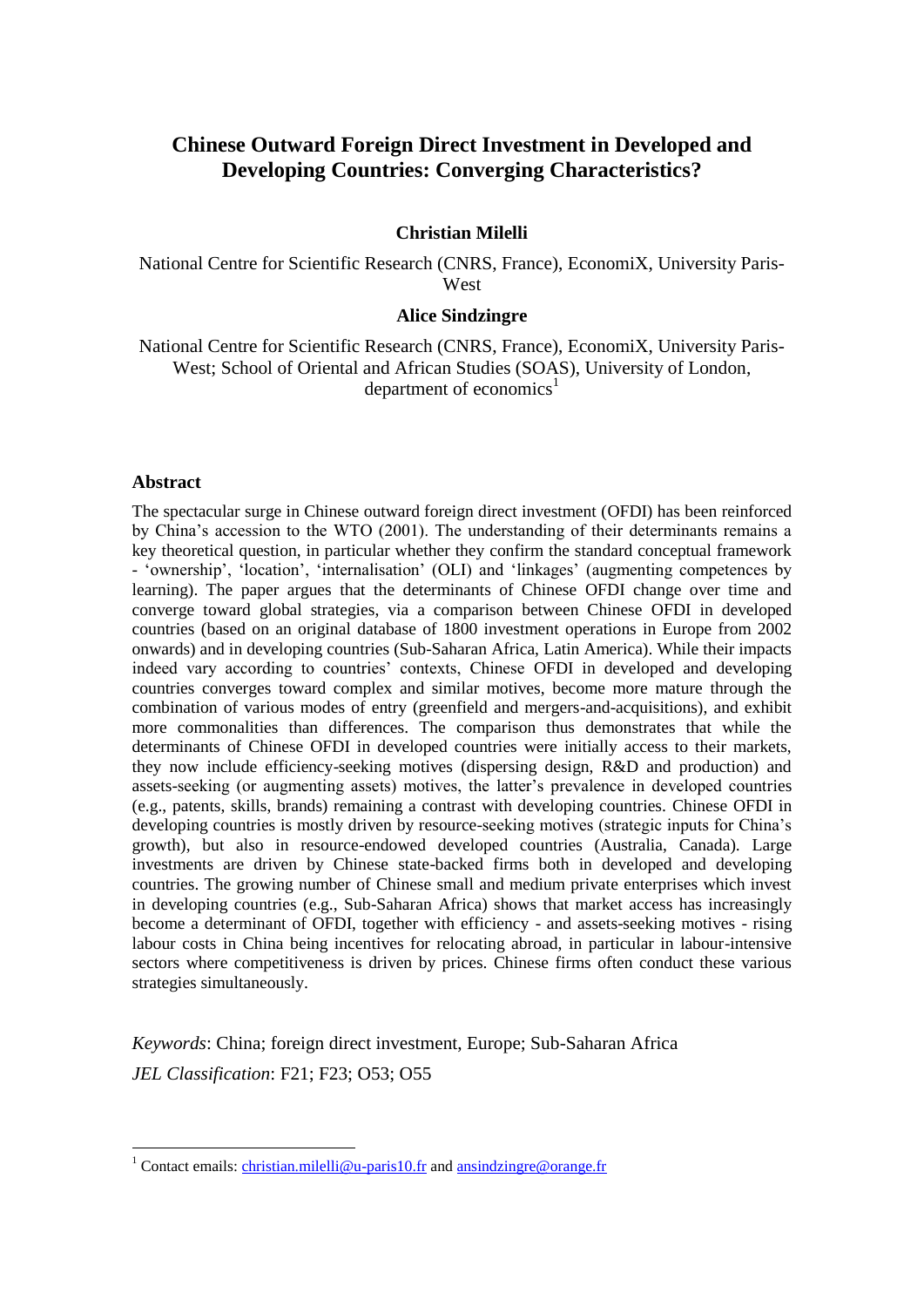# Chinese Outward Foreign Direct Investment in Developed and Developing Countries: Converging Characteristics?

**Christian Milelli**

National Centre for Scientific Research (CNRS, France), EconomiX, University Paris-West

**Alice Sindzingre**

National Centre for Scientific Research (CNRS, France), EconomiX, University Paris-West; School of Oriental and African Studies (SOAS), University of London, department of economics[1]

## Abstract

The spectacular surge in Chinese outward foreign direct investment (OFDI) has been reinforced by China's accession to the WTO (2001). The understanding of their determinants remains a key theoretical question, in particular whether they confirm the standard conceptual framework - 'ownership', 'location', 'internalisation' (OLI) and 'linkages' (augmenting competences by learning). The paper argues that the determinants of Chinese OFDI change over time and converge toward global strategies, via a comparison between Chinese OFDI in developed countries (based on an original database of 1800 investment operations in Europe from 2002 onwards) and in developing countries (Sub-Saharan Africa, Latin America). While their impacts indeed vary according to countries' contexts, Chinese OFDI in developed and developing countries converges toward complex and similar motives, become more mature through the combination of various modes of entry (greenfield and mergers-and-acquisitions), and exhibit more commonalities than differences. The comparison thus demonstrates that while the determinants of Chinese OFDI in developed countries were initially access to their markets, they now include efficiency-seeking motives (dispersing design, R&D and production) and assets-seeking (or augmenting assets) motives, the latter's prevalence in developed countries (e.g., patents, skills, brands) remaining a contrast with developing countries. Chinese OFDI in developing countries is mostly driven by resource-seeking motives (strategic inputs for China's growth), but also in resource-endowed developed countries (Australia, Canada). Large investments are driven by Chinese state-backed firms both in developed and developing countries. The growing number of Chinese small and medium private enterprises which invest in developing countries (e.g., Sub-Saharan Africa) shows that market access has increasingly become a determinant of OFDI, together with efficiency - and assets-seeking motives - rising labour costs in China being incentives for relocating abroad, in particular in labour-intensive sectors where competitiveness is driven by prices. Chinese firms often conduct these various strategies simultaneously.

*Keywords*: China; foreign direct investment, Europe; Sub-Saharan Africa

*JEL Classification*: F21; F23; O53; O55

---

[1] Contact emails: christian.milelli@u-paris10.fr and ansindzingre@orange.fr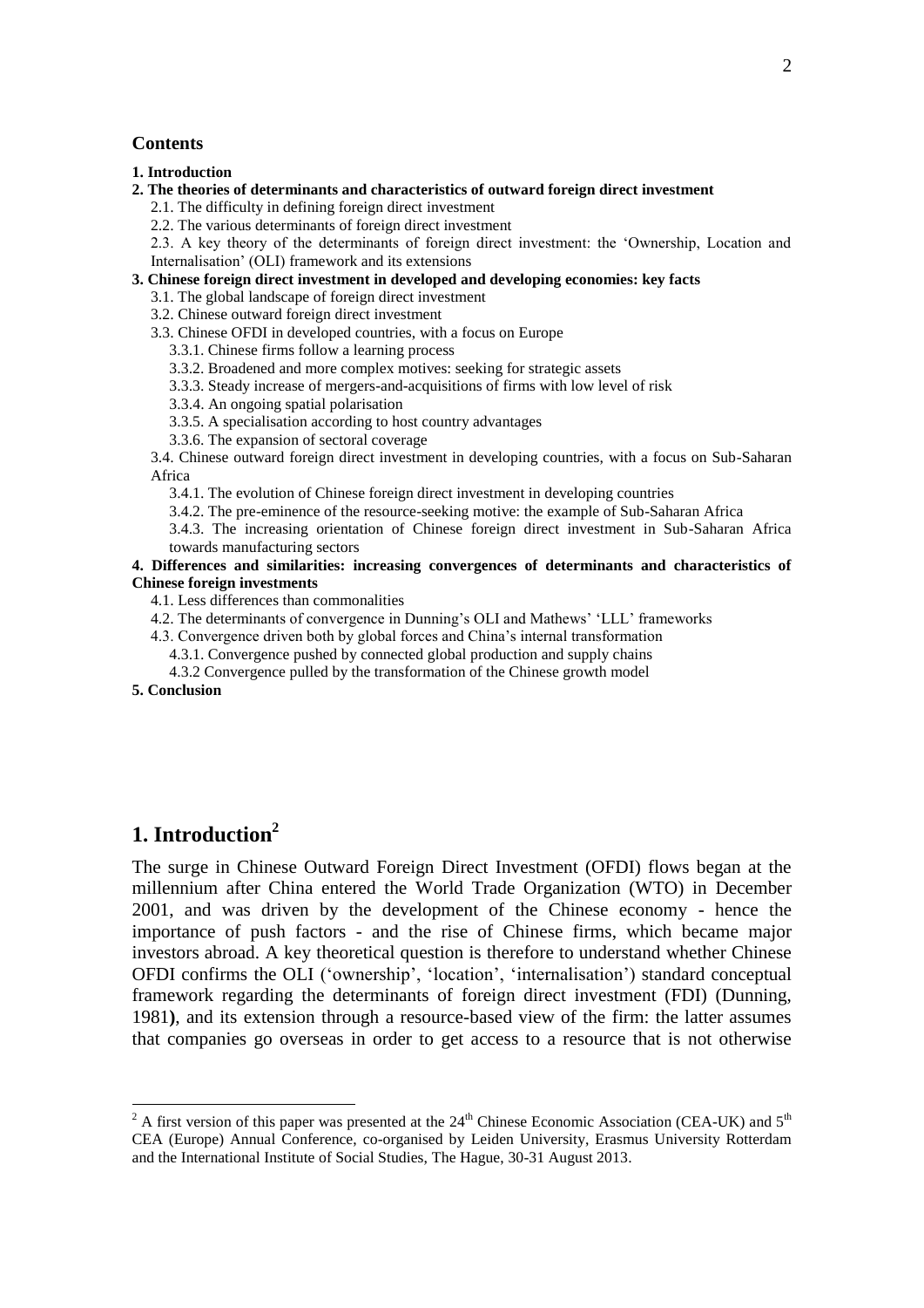**Contents**

**1. Introduction**

**2. The theories of determinants and characteristics of outward foreign direct investment**

- 2.1. The difficulty in defining foreign direct investment
- 2.2. The various determinants of foreign direct investment
- 2.3. A key theory of the determinants of foreign direct investment: the 'Ownership, Location and Internalisation' (OLI) framework and its extensions

**3. Chinese foreign direct investment in developed and developing economies: key facts**

- 3.1. The global landscape of foreign direct investment
- 3.2. Chinese outward foreign direct investment
- 3.3. Chinese OFDI in developed countries, with a focus on Europe
  - 3.3.1. Chinese firms follow a learning process
  - 3.3.2. Broadened and more complex motives: seeking for strategic assets
  - 3.3.3. Steady increase of mergers-and-acquisitions of firms with low level of risk
  - 3.3.4. An ongoing spatial polarisation
  - 3.3.5. A specialisation according to host country advantages
  - 3.3.6. The expansion of sectoral coverage
- 3.4. Chinese outward foreign direct investment in developing countries, with a focus on Sub-Saharan Africa
  - 3.4.1. The evolution of Chinese foreign direct investment in developing countries
  - 3.4.2. The pre-eminence of the resource-seeking motive: the example of Sub-Saharan Africa
  - 3.4.3. The increasing orientation of Chinese foreign direct investment in Sub-Saharan Africa towards manufacturing sectors

**4. Differences and similarities: increasing convergences of determinants and characteristics of Chinese foreign investments**

- 4.1. Less differences than commonalities
- 4.2. The determinants of convergence in Dunning's OLI and Mathews' 'LLL' frameworks
- 4.3. Convergence driven both by global forces and China's internal transformation
  - 4.3.1. Convergence pushed by connected global production and supply chains
  - 4.3.2 Convergence pulled by the transformation of the Chinese growth model

**5. Conclusion**

# 1. Introduction[2]

The surge in Chinese Outward Foreign Direct Investment (OFDI) flows began at the millennium after China entered the World Trade Organization (WTO) in December 2001, and was driven by the development of the Chinese economy - hence the importance of push factors - and the rise of Chinese firms, which became major investors abroad. A key theoretical question is therefore to understand whether Chinese OFDI confirms the OLI ('ownership', 'location', 'internalisation') standard conceptual framework regarding the determinants of foreign direct investment (FDI) (Dunning, 1981), and its extension through a resource-based view of the firm: the latter assumes that companies go overseas in order to get access to a resource that is not otherwise

[2] A first version of this paper was presented at the 24th Chinese Economic Association (CEA-UK) and 5th CEA (Europe) Annual Conference, co-organised by Leiden University, Erasmus University Rotterdam and the International Institute of Social Studies, The Hague, 30-31 August 2013.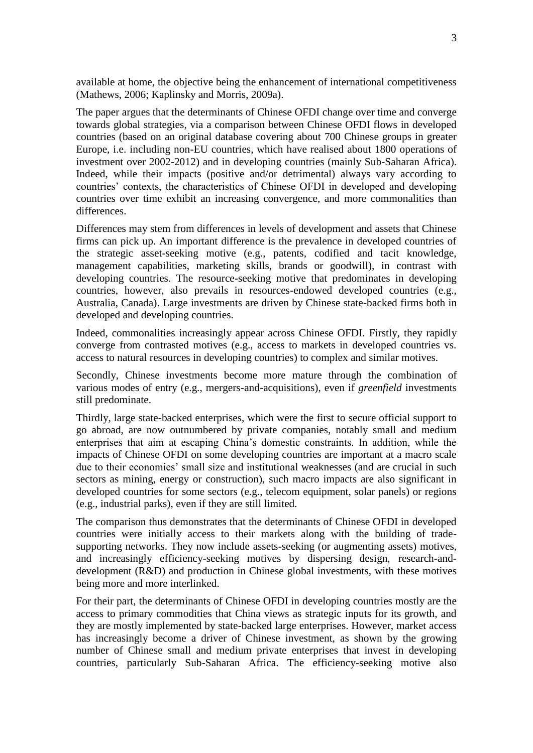available at home, the objective being the enhancement of international competitiveness (Mathews, 2006; Kaplinsky and Morris, 2009a).

The paper argues that the determinants of Chinese OFDI change over time and converge towards global strategies, via a comparison between Chinese OFDI flows in developed countries (based on an original database covering about 700 Chinese groups in greater Europe, i.e. including non-EU countries, which have realised about 1800 operations of investment over 2002-2012) and in developing countries (mainly Sub-Saharan Africa). Indeed, while their impacts (positive and/or detrimental) always vary according to countries' contexts, the characteristics of Chinese OFDI in developed and developing countries over time exhibit an increasing convergence, and more commonalities than differences.

Differences may stem from differences in levels of development and assets that Chinese firms can pick up. An important difference is the prevalence in developed countries of the strategic asset-seeking motive (e.g., patents, codified and tacit knowledge, management capabilities, marketing skills, brands or goodwill), in contrast with developing countries. The resource-seeking motive that predominates in developing countries, however, also prevails in resources-endowed developed countries (e.g., Australia, Canada). Large investments are driven by Chinese state-backed firms both in developed and developing countries.

Indeed, commonalities increasingly appear across Chinese OFDI. Firstly, they rapidly converge from contrasted motives (e.g., access to markets in developed countries vs. access to natural resources in developing countries) to complex and similar motives.

Secondly, Chinese investments become more mature through the combination of various modes of entry (e.g., mergers-and-acquisitions), even if *greenfield* investments still predominate.

Thirdly, large state-backed enterprises, which were the first to secure official support to go abroad, are now outnumbered by private companies, notably small and medium enterprises that aim at escaping China's domestic constraints. In addition, while the impacts of Chinese OFDI on some developing countries are important at a macro scale due to their economies' small size and institutional weaknesses (and are crucial in such sectors as mining, energy or construction), such macro impacts are also significant in developed countries for some sectors (e.g., telecom equipment, solar panels) or regions (e.g., industrial parks), even if they are still limited.

The comparison thus demonstrates that the determinants of Chinese OFDI in developed countries were initially access to their markets along with the building of trade-supporting networks. They now include assets-seeking (or augmenting assets) motives, and increasingly efficiency-seeking motives by dispersing design, research-and-development (R&D) and production in Chinese global investments, with these motives being more and more interlinked.

For their part, the determinants of Chinese OFDI in developing countries mostly are the access to primary commodities that China views as strategic inputs for its growth, and they are mostly implemented by state-backed large enterprises. However, market access has increasingly become a driver of Chinese investment, as shown by the growing number of Chinese small and medium private enterprises that invest in developing countries, particularly Sub-Saharan Africa. The efficiency-seeking motive also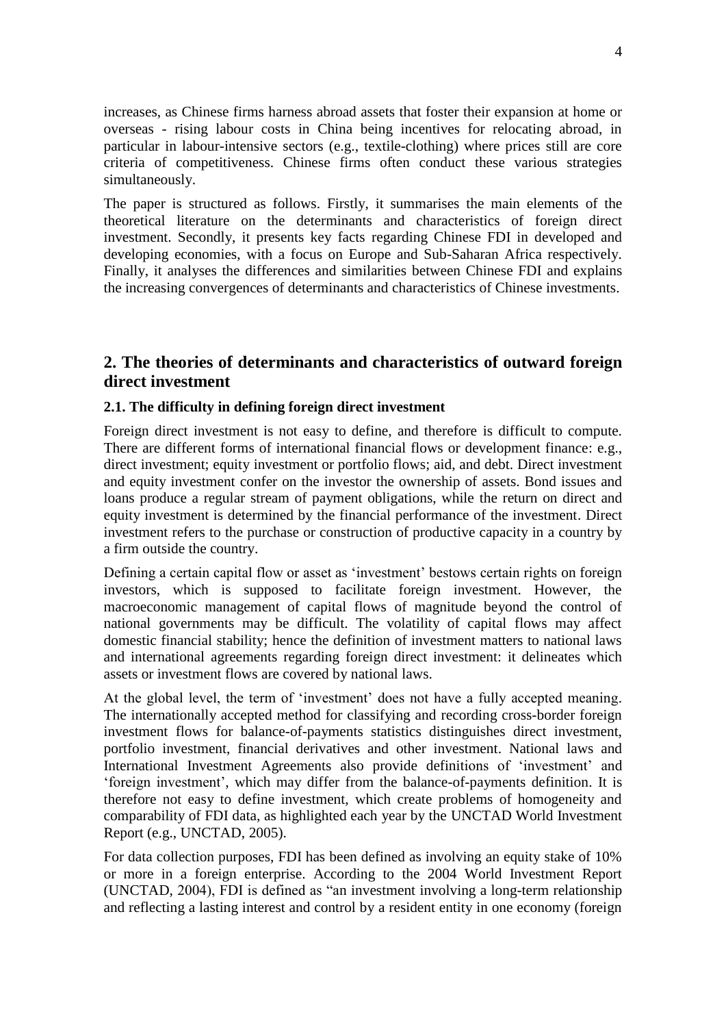increases, as Chinese firms harness abroad assets that foster their expansion at home or overseas - rising labour costs in China being incentives for relocating abroad, in particular in labour-intensive sectors (e.g., textile-clothing) where prices still are core criteria of competitiveness. Chinese firms often conduct these various strategies simultaneously.

The paper is structured as follows. Firstly, it summarises the main elements of the theoretical literature on the determinants and characteristics of foreign direct investment. Secondly, it presents key facts regarding Chinese FDI in developed and developing economies, with a focus on Europe and Sub-Saharan Africa respectively. Finally, it analyses the differences and similarities between Chinese FDI and explains the increasing convergences of determinants and characteristics of Chinese investments.

## 2. The theories of determinants and characteristics of outward foreign direct investment

### 2.1. The difficulty in defining foreign direct investment

Foreign direct investment is not easy to define, and therefore is difficult to compute. There are different forms of international financial flows or development finance: e.g., direct investment; equity investment or portfolio flows; aid, and debt. Direct investment and equity investment confer on the investor the ownership of assets. Bond issues and loans produce a regular stream of payment obligations, while the return on direct and equity investment is determined by the financial performance of the investment. Direct investment refers to the purchase or construction of productive capacity in a country by a firm outside the country.

Defining a certain capital flow or asset as 'investment' bestows certain rights on foreign investors, which is supposed to facilitate foreign investment. However, the macroeconomic management of capital flows of magnitude beyond the control of national governments may be difficult. The volatility of capital flows may affect domestic financial stability; hence the definition of investment matters to national laws and international agreements regarding foreign direct investment: it delineates which assets or investment flows are covered by national laws.

At the global level, the term of 'investment' does not have a fully accepted meaning. The internationally accepted method for classifying and recording cross-border foreign investment flows for balance-of-payments statistics distinguishes direct investment, portfolio investment, financial derivatives and other investment. National laws and International Investment Agreements also provide definitions of 'investment' and 'foreign investment', which may differ from the balance-of-payments definition. It is therefore not easy to define investment, which create problems of homogeneity and comparability of FDI data, as highlighted each year by the UNCTAD World Investment Report (e.g., UNCTAD, 2005).

For data collection purposes, FDI has been defined as involving an equity stake of 10% or more in a foreign enterprise. According to the 2004 World Investment Report (UNCTAD, 2004), FDI is defined as "an investment involving a long-term relationship and reflecting a lasting interest and control by a resident entity in one economy (foreign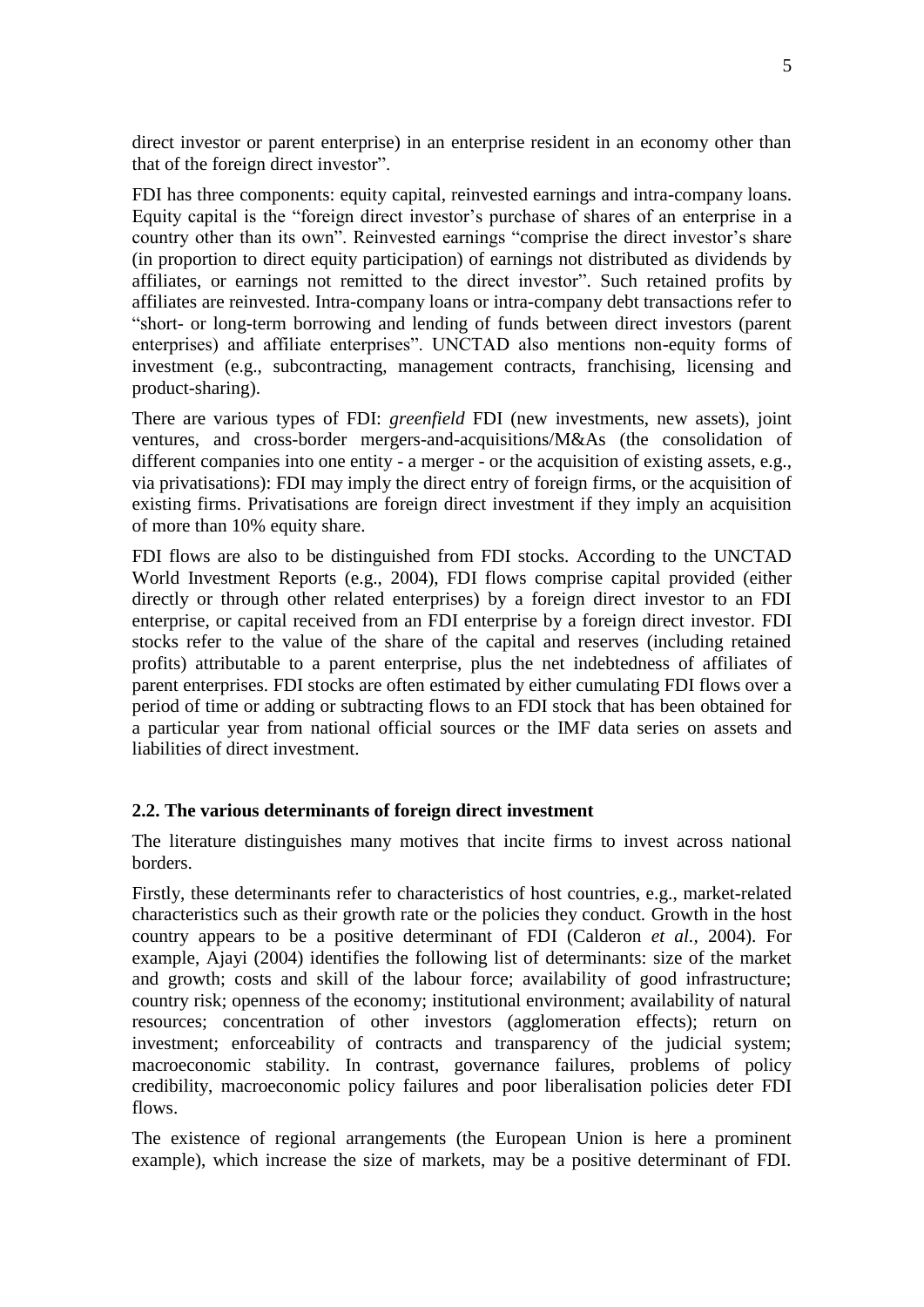direct investor or parent enterprise) in an enterprise resident in an economy other than that of the foreign direct investor".

FDI has three components: equity capital, reinvested earnings and intra-company loans. Equity capital is the "foreign direct investor's purchase of shares of an enterprise in a country other than its own". Reinvested earnings "comprise the direct investor's share (in proportion to direct equity participation) of earnings not distributed as dividends by affiliates, or earnings not remitted to the direct investor". Such retained profits by affiliates are reinvested. Intra-company loans or intra-company debt transactions refer to "short- or long-term borrowing and lending of funds between direct investors (parent enterprises) and affiliate enterprises". UNCTAD also mentions non-equity forms of investment (e.g., subcontracting, management contracts, franchising, licensing and product-sharing).

There are various types of FDI: *greenfield* FDI (new investments, new assets), joint ventures, and cross-border mergers-and-acquisitions/M&As (the consolidation of different companies into one entity - a merger - or the acquisition of existing assets, e.g., via privatisations): FDI may imply the direct entry of foreign firms, or the acquisition of existing firms. Privatisations are foreign direct investment if they imply an acquisition of more than 10% equity share.

FDI flows are also to be distinguished from FDI stocks. According to the UNCTAD World Investment Reports (e.g., 2004), FDI flows comprise capital provided (either directly or through other related enterprises) by a foreign direct investor to an FDI enterprise, or capital received from an FDI enterprise by a foreign direct investor. FDI stocks refer to the value of the share of the capital and reserves (including retained profits) attributable to a parent enterprise, plus the net indebtedness of affiliates of parent enterprises. FDI stocks are often estimated by either cumulating FDI flows over a period of time or adding or subtracting flows to an FDI stock that has been obtained for a particular year from national official sources or the IMF data series on assets and liabilities of direct investment.

### 2.2. The various determinants of foreign direct investment

The literature distinguishes many motives that incite firms to invest across national borders.

Firstly, these determinants refer to characteristics of host countries, e.g., market-related characteristics such as their growth rate or the policies they conduct. Growth in the host country appears to be a positive determinant of FDI (Calderon *et al.*, 2004). For example, Ajayi (2004) identifies the following list of determinants: size of the market and growth; costs and skill of the labour force; availability of good infrastructure; country risk; openness of the economy; institutional environment; availability of natural resources; concentration of other investors (agglomeration effects); return on investment; enforceability of contracts and transparency of the judicial system; macroeconomic stability. In contrast, governance failures, problems of policy credibility, macroeconomic policy failures and poor liberalisation policies deter FDI flows.

The existence of regional arrangements (the European Union is here a prominent example), which increase the size of markets, may be a positive determinant of FDI.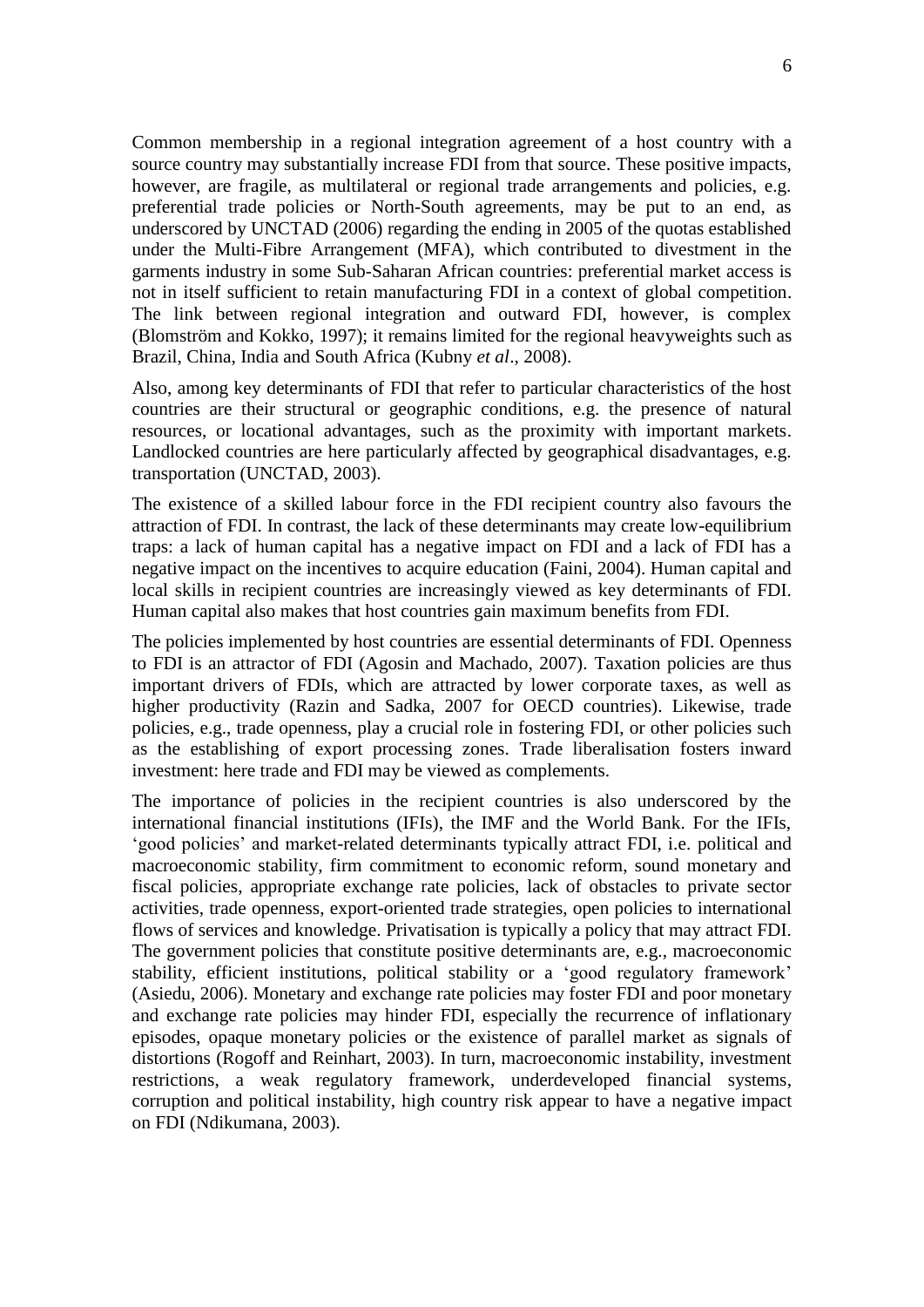Common membership in a regional integration agreement of a host country with a source country may substantially increase FDI from that source. These positive impacts, however, are fragile, as multilateral or regional trade arrangements and policies, e.g. preferential trade policies or North-South agreements, may be put to an end, as underscored by UNCTAD (2006) regarding the ending in 2005 of the quotas established under the Multi-Fibre Arrangement (MFA), which contributed to divestment in the garments industry in some Sub-Saharan African countries: preferential market access is not in itself sufficient to retain manufacturing FDI in a context of global competition. The link between regional integration and outward FDI, however, is complex (Blomström and Kokko, 1997); it remains limited for the regional heavyweights such as Brazil, China, India and South Africa (Kubny *et al*., 2008).

Also, among key determinants of FDI that refer to particular characteristics of the host countries are their structural or geographic conditions, e.g. the presence of natural resources, or locational advantages, such as the proximity with important markets. Landlocked countries are here particularly affected by geographical disadvantages, e.g. transportation (UNCTAD, 2003).

The existence of a skilled labour force in the FDI recipient country also favours the attraction of FDI. In contrast, the lack of these determinants may create low-equilibrium traps: a lack of human capital has a negative impact on FDI and a lack of FDI has a negative impact on the incentives to acquire education (Faini, 2004). Human capital and local skills in recipient countries are increasingly viewed as key determinants of FDI. Human capital also makes that host countries gain maximum benefits from FDI.

The policies implemented by host countries are essential determinants of FDI. Openness to FDI is an attractor of FDI (Agosin and Machado, 2007). Taxation policies are thus important drivers of FDIs, which are attracted by lower corporate taxes, as well as higher productivity (Razin and Sadka, 2007 for OECD countries). Likewise, trade policies, e.g., trade openness, play a crucial role in fostering FDI, or other policies such as the establishing of export processing zones. Trade liberalisation fosters inward investment: here trade and FDI may be viewed as complements.

The importance of policies in the recipient countries is also underscored by the international financial institutions (IFIs), the IMF and the World Bank. For the IFIs, 'good policies' and market-related determinants typically attract FDI, i.e. political and macroeconomic stability, firm commitment to economic reform, sound monetary and fiscal policies, appropriate exchange rate policies, lack of obstacles to private sector activities, trade openness, export-oriented trade strategies, open policies to international flows of services and knowledge. Privatisation is typically a policy that may attract FDI. The government policies that constitute positive determinants are, e.g., macroeconomic stability, efficient institutions, political stability or a 'good regulatory framework' (Asiedu, 2006). Monetary and exchange rate policies may foster FDI and poor monetary and exchange rate policies may hinder FDI, especially the recurrence of inflationary episodes, opaque monetary policies or the existence of parallel market as signals of distortions (Rogoff and Reinhart, 2003). In turn, macroeconomic instability, investment restrictions, a weak regulatory framework, underdeveloped financial systems, corruption and political instability, high country risk appear to have a negative impact on FDI (Ndikumana, 2003).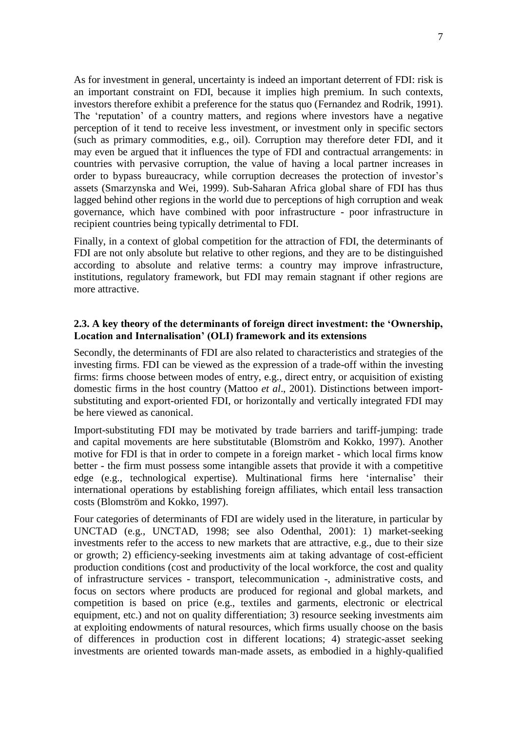As for investment in general, uncertainty is indeed an important deterrent of FDI: risk is an important constraint on FDI, because it implies high premium. In such contexts, investors therefore exhibit a preference for the status quo (Fernandez and Rodrik, 1991). The 'reputation' of a country matters, and regions where investors have a negative perception of it tend to receive less investment, or investment only in specific sectors (such as primary commodities, e.g., oil). Corruption may therefore deter FDI, and it may even be argued that it influences the type of FDI and contractual arrangements: in countries with pervasive corruption, the value of having a local partner increases in order to bypass bureaucracy, while corruption decreases the protection of investor's assets (Smarzynska and Wei, 1999). Sub-Saharan Africa global share of FDI has thus lagged behind other regions in the world due to perceptions of high corruption and weak governance, which have combined with poor infrastructure - poor infrastructure in recipient countries being typically detrimental to FDI.

Finally, in a context of global competition for the attraction of FDI, the determinants of FDI are not only absolute but relative to other regions, and they are to be distinguished according to absolute and relative terms: a country may improve infrastructure, institutions, regulatory framework, but FDI may remain stagnant if other regions are more attractive.

### 2.3. A key theory of the determinants of foreign direct investment: the 'Ownership, Location and Internalisation' (OLI) framework and its extensions

Secondly, the determinants of FDI are also related to characteristics and strategies of the investing firms. FDI can be viewed as the expression of a trade-off within the investing firms: firms choose between modes of entry, e.g., direct entry, or acquisition of existing domestic firms in the host country (Mattoo *et al*., 2001). Distinctions between import-substituting and export-oriented FDI, or horizontally and vertically integrated FDI may be here viewed as canonical.

Import-substituting FDI may be motivated by trade barriers and tariff-jumping: trade and capital movements are here substitutable (Blomström and Kokko, 1997). Another motive for FDI is that in order to compete in a foreign market - which local firms know better - the firm must possess some intangible assets that provide it with a competitive edge (e.g., technological expertise). Multinational firms here 'internalise' their international operations by establishing foreign affiliates, which entail less transaction costs (Blomström and Kokko, 1997).

Four categories of determinants of FDI are widely used in the literature, in particular by UNCTAD (e.g., UNCTAD, 1998; see also Odenthal, 2001): 1) market-seeking investments refer to the access to new markets that are attractive, e.g., due to their size or growth; 2) efficiency-seeking investments aim at taking advantage of cost-efficient production conditions (cost and productivity of the local workforce, the cost and quality of infrastructure services - transport, telecommunication -, administrative costs, and focus on sectors where products are produced for regional and global markets, and competition is based on price (e.g., textiles and garments, electronic or electrical equipment, etc.) and not on quality differentiation; 3) resource seeking investments aim at exploiting endowments of natural resources, which firms usually choose on the basis of differences in production cost in different locations; 4) strategic-asset seeking investments are oriented towards man-made assets, as embodied in a highly-qualified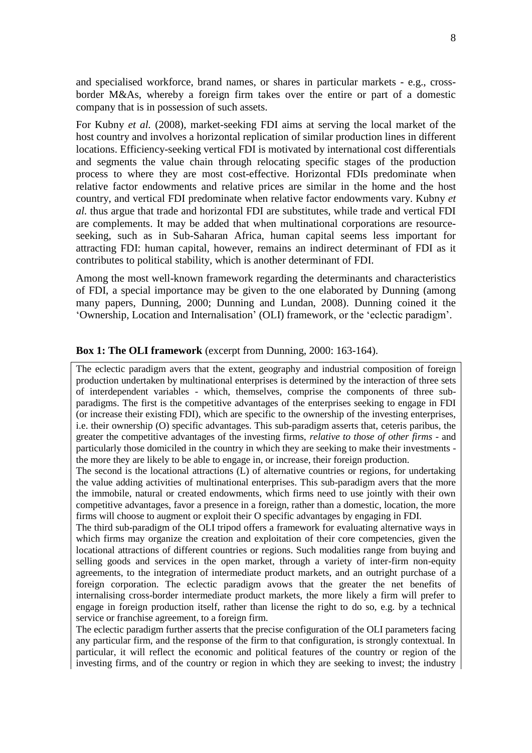and specialised workforce, brand names, or shares in particular markets - e.g., cross-border M&As, whereby a foreign firm takes over the entire or part of a domestic company that is in possession of such assets.

For Kubny *et al.* (2008), market-seeking FDI aims at serving the local market of the host country and involves a horizontal replication of similar production lines in different locations. Efficiency-seeking vertical FDI is motivated by international cost differentials and segments the value chain through relocating specific stages of the production process to where they are most cost-effective. Horizontal FDIs predominate when relative factor endowments and relative prices are similar in the home and the host country, and vertical FDI predominate when relative factor endowments vary. Kubny *et al.* thus argue that trade and horizontal FDI are substitutes, while trade and vertical FDI are complements. It may be added that when multinational corporations are resource-seeking, such as in Sub-Saharan Africa, human capital seems less important for attracting FDI: human capital, however, remains an indirect determinant of FDI as it contributes to political stability, which is another determinant of FDI.

Among the most well-known framework regarding the determinants and characteristics of FDI, a special importance may be given to the one elaborated by Dunning (among many papers, Dunning, 2000; Dunning and Lundan, 2008). Dunning coined it the 'Ownership, Location and Internalisation' (OLI) framework, or the 'eclectic paradigm'.

**Box 1: The OLI framework** (excerpt from Dunning, 2000: 163-164).

> The eclectic paradigm avers that the extent, geography and industrial composition of foreign production undertaken by multinational enterprises is determined by the interaction of three sets of interdependent variables - which, themselves, comprise the components of three sub-paradigms. The first is the competitive advantages of the enterprises seeking to engage in FDI (or increase their existing FDI), which are specific to the ownership of the investing enterprises, i.e. their ownership (O) specific advantages. This sub-paradigm asserts that, ceteris paribus, the greater the competitive advantages of the investing firms, *relative to those of other firms* - and particularly those domiciled in the country in which they are seeking to make their investments - the more they are likely to be able to engage in, or increase, their foreign production.
>
> The second is the locational attractions (L) of alternative countries or regions, for undertaking the value adding activities of multinational enterprises. This sub-paradigm avers that the more the immobile, natural or created endowments, which firms need to use jointly with their own competitive advantages, favor a presence in a foreign, rather than a domestic, location, the more firms will choose to augment or exploit their O specific advantages by engaging in FDI.
>
> The third sub-paradigm of the OLI tripod offers a framework for evaluating alternative ways in which firms may organize the creation and exploitation of their core competencies, given the locational attractions of different countries or regions. Such modalities range from buying and selling goods and services in the open market, through a variety of inter-firm non-equity agreements, to the integration of intermediate product markets, and an outright purchase of a foreign corporation. The eclectic paradigm avows that the greater the net benefits of internalising cross-border intermediate product markets, the more likely a firm will prefer to engage in foreign production itself, rather than license the right to do so, e.g. by a technical service or franchise agreement, to a foreign firm.
>
> The eclectic paradigm further asserts that the precise configuration of the OLI parameters facing any particular firm, and the response of the firm to that configuration, is strongly contextual. In particular, it will reflect the economic and political features of the country or region of the investing firms, and of the country or region in which they are seeking to invest; the industry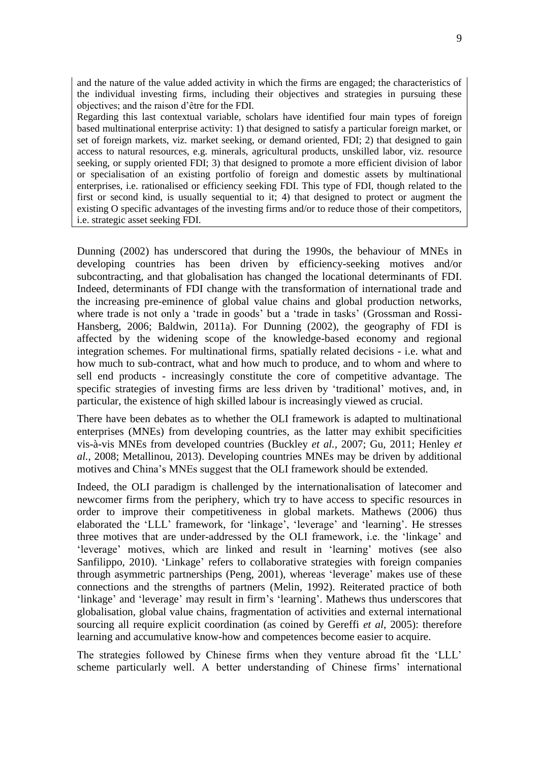and the nature of the value added activity in which the firms are engaged; the characteristics of the individual investing firms, including their objectives and strategies in pursuing these objectives; and the raison d'être for the FDI.

Regarding this last contextual variable, scholars have identified four main types of foreign based multinational enterprise activity: 1) that designed to satisfy a particular foreign market, or set of foreign markets, viz. market seeking, or demand oriented, FDI; 2) that designed to gain access to natural resources, e.g. minerals, agricultural products, unskilled labor, viz. resource seeking, or supply oriented FDI; 3) that designed to promote a more efficient division of labor or specialisation of an existing portfolio of foreign and domestic assets by multinational enterprises, i.e. rationalised or efficiency seeking FDI. This type of FDI, though related to the first or second kind, is usually sequential to it; 4) that designed to protect or augment the existing O specific advantages of the investing firms and/or to reduce those of their competitors, i.e. strategic asset seeking FDI.

Dunning (2002) has underscored that during the 1990s, the behaviour of MNEs in developing countries has been driven by efficiency-seeking motives and/or subcontracting, and that globalisation has changed the locational determinants of FDI. Indeed, determinants of FDI change with the transformation of international trade and the increasing pre-eminence of global value chains and global production networks, where trade is not only a 'trade in goods' but a 'trade in tasks' (Grossman and Rossi-Hansberg, 2006; Baldwin, 2011a). For Dunning (2002), the geography of FDI is affected by the widening scope of the knowledge-based economy and regional integration schemes. For multinational firms, spatially related decisions - i.e. what and how much to sub-contract, what and how much to produce, and to whom and where to sell end products - increasingly constitute the core of competitive advantage. The specific strategies of investing firms are less driven by 'traditional' motives, and, in particular, the existence of high skilled labour is increasingly viewed as crucial.

There have been debates as to whether the OLI framework is adapted to multinational enterprises (MNEs) from developing countries, as the latter may exhibit specificities vis-à-vis MNEs from developed countries (Buckley *et al.,* 2007; Gu, 2011; Henley *et al.,* 2008; Metallinou, 2013). Developing countries MNEs may be driven by additional motives and China's MNEs suggest that the OLI framework should be extended.

Indeed, the OLI paradigm is challenged by the internationalisation of latecomer and newcomer firms from the periphery, which try to have access to specific resources in order to improve their competitiveness in global markets. Mathews (2006) thus elaborated the 'LLL' framework, for 'linkage', 'leverage' and 'learning'. He stresses three motives that are under-addressed by the OLI framework, i.e. the 'linkage' and 'leverage' motives, which are linked and result in 'learning' motives (see also Sanfilippo, 2010). 'Linkage' refers to collaborative strategies with foreign companies through asymmetric partnerships (Peng, 2001), whereas 'leverage' makes use of these connections and the strengths of partners (Melin, 1992). Reiterated practice of both 'linkage' and 'leverage' may result in firm's 'learning'. Mathews thus underscores that globalisation, global value chains, fragmentation of activities and external international sourcing all require explicit coordination (as coined by Gereffi *et al*, 2005): therefore learning and accumulative know-how and competences become easier to acquire.

The strategies followed by Chinese firms when they venture abroad fit the 'LLL' scheme particularly well. A better understanding of Chinese firms' international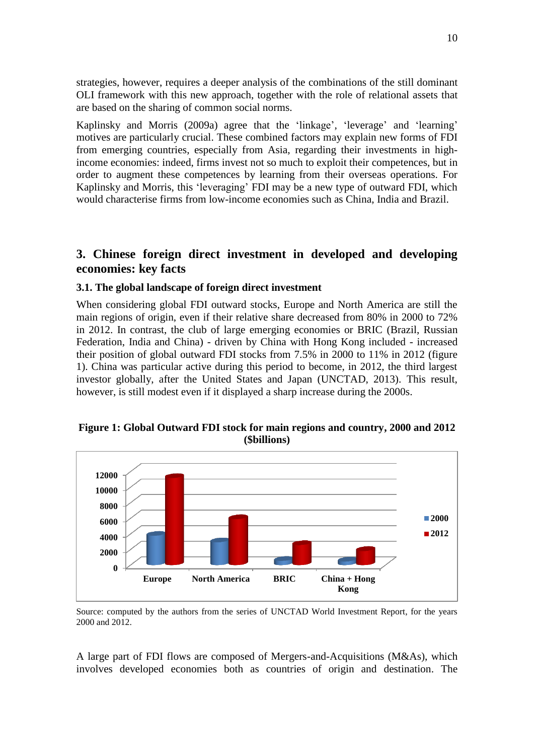strategies, however, requires a deeper analysis of the combinations of the still dominant OLI framework with this new approach, together with the role of relational assets that are based on the sharing of common social norms.

Kaplinsky and Morris (2009a) agree that the 'linkage', 'leverage' and 'learning' motives are particularly crucial. These combined factors may explain new forms of FDI from emerging countries, especially from Asia, regarding their investments in high-income economies: indeed, firms invest not so much to exploit their competences, but in order to augment these competences by learning from their overseas operations. For Kaplinsky and Morris, this 'leveraging' FDI may be a new type of outward FDI, which would characterise firms from low-income economies such as China, India and Brazil.

## 3. Chinese foreign direct investment in developed and developing economies: key facts

### 3.1. The global landscape of foreign direct investment

When considering global FDI outward stocks, Europe and North America are still the main regions of origin, even if their relative share decreased from 80% in 2000 to 72% in 2012. In contrast, the club of large emerging economies or BRIC (Brazil, Russian Federation, India and China) - driven by China with Hong Kong included - increased their position of global outward FDI stocks from 7.5% in 2000 to 11% in 2012 (figure 1). China was particular active during this period to become, in 2012, the third largest investor globally, after the United States and Japan (UNCTAD, 2013). This result, however, is still modest even if it displayed a sharp increase during the 2000s.

**Figure 1: Global Outward FDI stock for main regions and country, 2000 and 2012 ($billions)**

Source: computed by the authors from the series of UNCTAD World Investment Report, for the years 2000 and 2012.

A large part of FDI flows are composed of Mergers-and-Acquisitions (M&As), which involves developed economies both as countries of origin and destination. The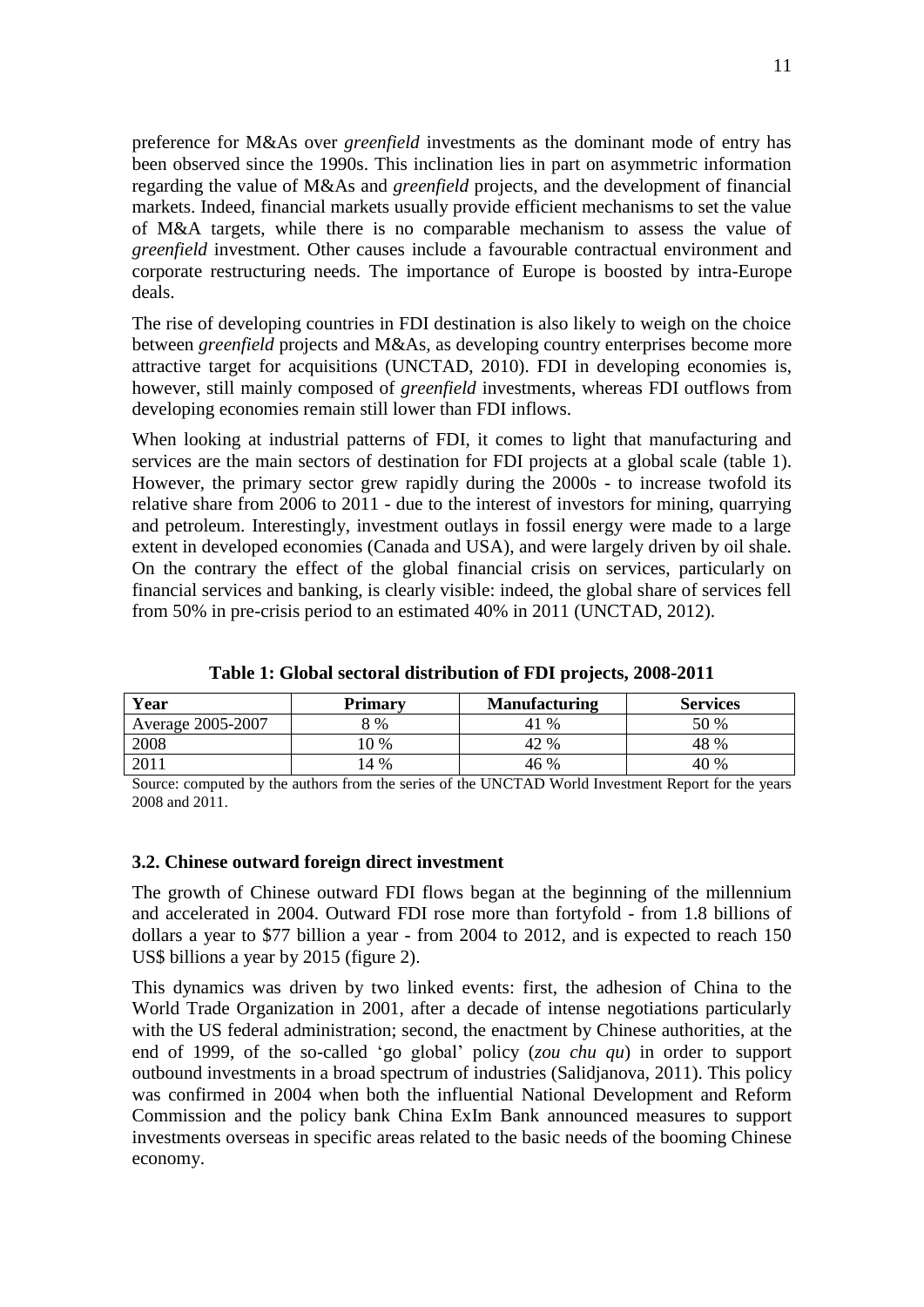preference for M&As over *greenfield* investments as the dominant mode of entry has been observed since the 1990s. This inclination lies in part on asymmetric information regarding the value of M&As and *greenfield* projects, and the development of financial markets. Indeed, financial markets usually provide efficient mechanisms to set the value of M&A targets, while there is no comparable mechanism to assess the value of *greenfield* investment. Other causes include a favourable contractual environment and corporate restructuring needs. The importance of Europe is boosted by intra-Europe deals.

The rise of developing countries in FDI destination is also likely to weigh on the choice between *greenfield* projects and M&As, as developing country enterprises become more attractive target for acquisitions (UNCTAD, 2010). FDI in developing economies is, however, still mainly composed of *greenfield* investments, whereas FDI outflows from developing economies remain still lower than FDI inflows.

When looking at industrial patterns of FDI, it comes to light that manufacturing and services are the main sectors of destination for FDI projects at a global scale (table 1). However, the primary sector grew rapidly during the 2000s - to increase twofold its relative share from 2006 to 2011 - due to the interest of investors for mining, quarrying and petroleum. Interestingly, investment outlays in fossil energy were made to a large extent in developed economies (Canada and USA), and were largely driven by oil shale. On the contrary the effect of the global financial crisis on services, particularly on financial services and banking, is clearly visible: indeed, the global share of services fell from 50% in pre-crisis period to an estimated 40% in 2011 (UNCTAD, 2012).

**Table 1: Global sectoral distribution of FDI projects, 2008-2011**

| Year | Primary | Manufacturing | Services |
|---|---|---|---|
| Average 2005-2007 | 8 % | 41 % | 50 % |
| 2008 | 10 % | 42 % | 48 % |
| 2011 | 14 % | 46 % | 40 % |

Source: computed by the authors from the series of the UNCTAD World Investment Report for the years 2008 and 2011.

### 3.2. Chinese outward foreign direct investment

The growth of Chinese outward FDI flows began at the beginning of the millennium and accelerated in 2004. Outward FDI rose more than fortyfold - from 1.8 billions of dollars a year to $77 billion a year - from 2004 to 2012, and is expected to reach 150 US$ billions a year by 2015 (figure 2).

This dynamics was driven by two linked events: first, the adhesion of China to the World Trade Organization in 2001, after a decade of intense negotiations particularly with the US federal administration; second, the enactment by Chinese authorities, at the end of 1999, of the so-called 'go global' policy (*zou chu qu*) in order to support outbound investments in a broad spectrum of industries (Salidjanova, 2011). This policy was confirmed in 2004 when both the influential National Development and Reform Commission and the policy bank China ExIm Bank announced measures to support investments overseas in specific areas related to the basic needs of the booming Chinese economy.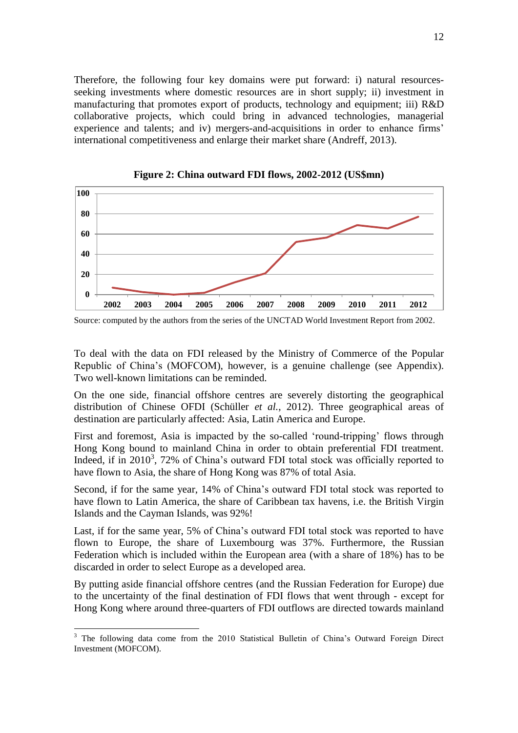Therefore, the following four key domains were put forward: i) natural resources-seeking investments where domestic resources are in short supply; ii) investment in manufacturing that promotes export of products, technology and equipment; iii) R&D collaborative projects, which could bring in advanced technologies, managerial experience and talents; and iv) mergers-and-acquisitions in order to enhance firms' international competitiveness and enlarge their market share (Andreff, 2013).

**Figure 2: China outward FDI flows, 2002-2012 (US$mn)**

Source: computed by the authors from the series of the UNCTAD World Investment Report from 2002.

To deal with the data on FDI released by the Ministry of Commerce of the Popular Republic of China's (MOFCOM), however, is a genuine challenge (see Appendix). Two well-known limitations can be reminded.

On the one side, financial offshore centres are severely distorting the geographical distribution of Chinese OFDI (Schüller *et al.*, 2012). Three geographical areas of destination are particularly affected: Asia, Latin America and Europe.

First and foremost, Asia is impacted by the so-called 'round-tripping' flows through Hong Kong bound to mainland China in order to obtain preferential FDI treatment. Indeed, if in 2010[3], 72% of China's outward FDI total stock was officially reported to have flown to Asia, the share of Hong Kong was 87% of total Asia.

Second, if for the same year, 14% of China's outward FDI total stock was reported to have flown to Latin America, the share of Caribbean tax havens, i.e. the British Virgin Islands and the Cayman Islands, was 92%!

Last, if for the same year, 5% of China's outward FDI total stock was reported to have flown to Europe, the share of Luxembourg was 37%. Furthermore, the Russian Federation which is included within the European area (with a share of 18%) has to be discarded in order to select Europe as a developed area.

By putting aside financial offshore centres (and the Russian Federation for Europe) due to the uncertainty of the final destination of FDI flows that went through - except for Hong Kong where around three-quarters of FDI outflows are directed towards mainland

[3] The following data come from the 2010 Statistical Bulletin of China's Outward Foreign Direct Investment (MOFCOM).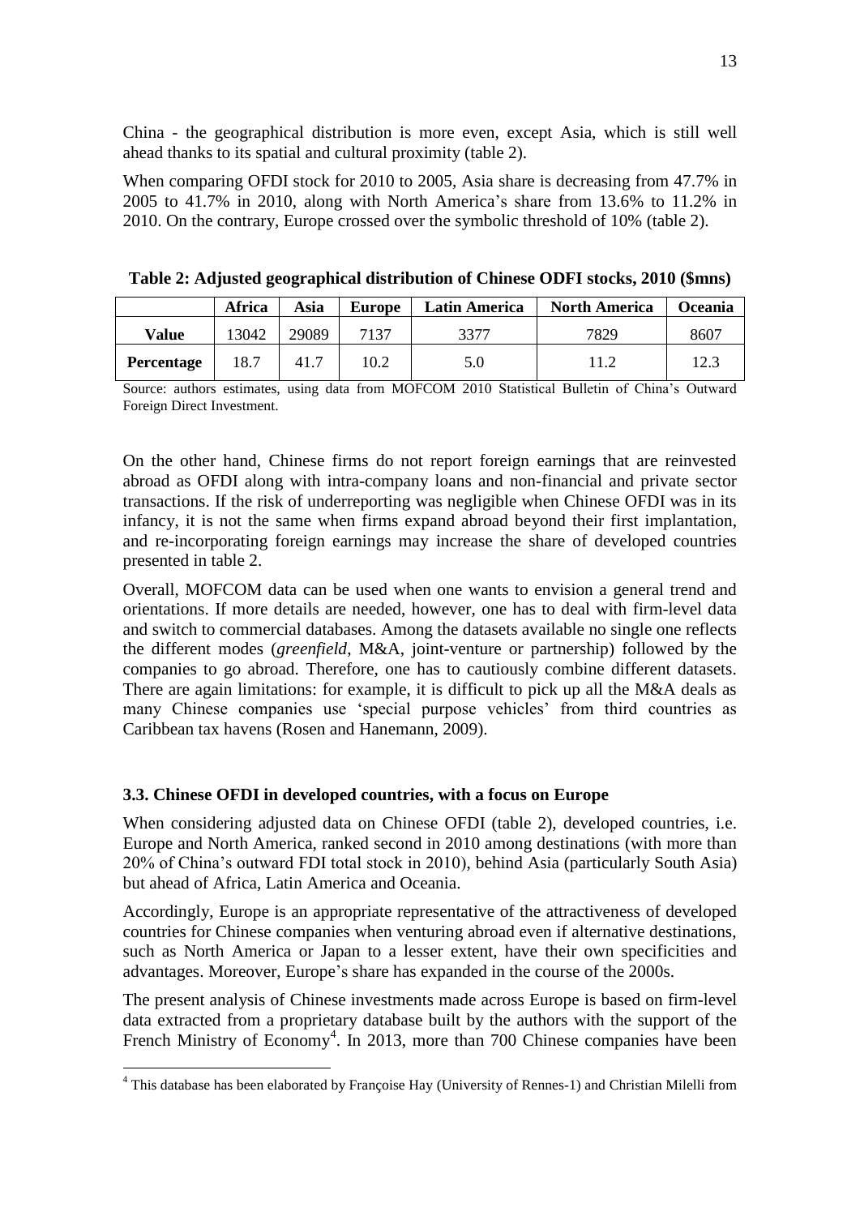China - the geographical distribution is more even, except Asia, which is still well ahead thanks to its spatial and cultural proximity (table 2).

When comparing OFDI stock for 2010 to 2005, Asia share is decreasing from 47.7% in 2005 to 41.7% in 2010, along with North America's share from 13.6% to 11.2% in 2010. On the contrary, Europe crossed over the symbolic threshold of 10% (table 2).

**Table 2: Adjusted geographical distribution of Chinese ODFI stocks, 2010 ($mns)**

| | Africa | Asia | Europe | Latin America | North America | Oceania |
|---|---|---|---|---|---|---|
| **Value** | 13042 | 29089 | 7137 | 3377 | 7829 | 8607 |
| **Percentage** | 18.7 | 41.7 | 10.2 | 5.0 | 11.2 | 12.3 |

Source: authors estimates, using data from MOFCOM 2010 Statistical Bulletin of China's Outward Foreign Direct Investment.

On the other hand, Chinese firms do not report foreign earnings that are reinvested abroad as OFDI along with intra-company loans and non-financial and private sector transactions. If the risk of underreporting was negligible when Chinese OFDI was in its infancy, it is not the same when firms expand abroad beyond their first implantation, and re-incorporating foreign earnings may increase the share of developed countries presented in table 2.

Overall, MOFCOM data can be used when one wants to envision a general trend and orientations. If more details are needed, however, one has to deal with firm-level data and switch to commercial databases. Among the datasets available no single one reflects the different modes (*greenfield*, M&A, joint-venture or partnership) followed by the companies to go abroad. Therefore, one has to cautiously combine different datasets. There are again limitations: for example, it is difficult to pick up all the M&A deals as many Chinese companies use 'special purpose vehicles' from third countries as Caribbean tax havens (Rosen and Hanemann, 2009).

### 3.3. Chinese OFDI in developed countries, with a focus on Europe

When considering adjusted data on Chinese OFDI (table 2), developed countries, i.e. Europe and North America, ranked second in 2010 among destinations (with more than 20% of China's outward FDI total stock in 2010), behind Asia (particularly South Asia) but ahead of Africa, Latin America and Oceania.

Accordingly, Europe is an appropriate representative of the attractiveness of developed countries for Chinese companies when venturing abroad even if alternative destinations, such as North America or Japan to a lesser extent, have their own specificities and advantages. Moreover, Europe's share has expanded in the course of the 2000s.

The present analysis of Chinese investments made across Europe is based on firm-level data extracted from a proprietary database built by the authors with the support of the French Ministry of Economy[4]. In 2013, more than 700 Chinese companies have been

[4] This database has been elaborated by Françoise Hay (University of Rennes-1) and Christian Milelli from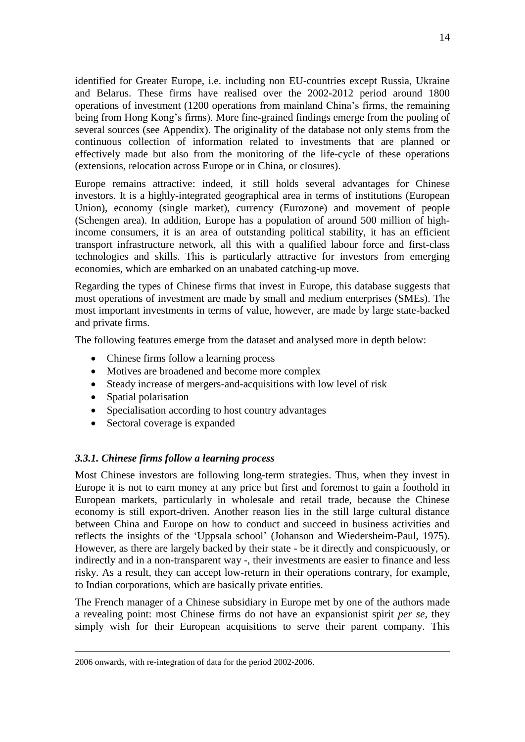identified for Greater Europe, i.e. including non EU-countries except Russia, Ukraine and Belarus. These firms have realised over the 2002-2012 period around 1800 operations of investment (1200 operations from mainland China's firms, the remaining being from Hong Kong's firms). More fine-grained findings emerge from the pooling of several sources (see Appendix). The originality of the database not only stems from the continuous collection of information related to investments that are planned or effectively made but also from the monitoring of the life-cycle of these operations (extensions, relocation across Europe or in China, or closures).

Europe remains attractive: indeed, it still holds several advantages for Chinese investors. It is a highly-integrated geographical area in terms of institutions (European Union), economy (single market), currency (Eurozone) and movement of people (Schengen area). In addition, Europe has a population of around 500 million of high-income consumers, it is an area of outstanding political stability, it has an efficient transport infrastructure network, all this with a qualified labour force and first-class technologies and skills. This is particularly attractive for investors from emerging economies, which are embarked on an unabated catching-up move.

Regarding the types of Chinese firms that invest in Europe, this database suggests that most operations of investment are made by small and medium enterprises (SMEs). The most important investments in terms of value, however, are made by large state-backed and private firms.

The following features emerge from the dataset and analysed more in depth below:

- Chinese firms follow a learning process
- Motives are broadened and become more complex
- Steady increase of mergers-and-acquisitions with low level of risk
- Spatial polarisation
- Specialisation according to host country advantages
- Sectoral coverage is expanded

### *3.3.1. Chinese firms follow a learning process*

Most Chinese investors are following long-term strategies. Thus, when they invest in Europe it is not to earn money at any price but first and foremost to gain a foothold in European markets, particularly in wholesale and retail trade, because the Chinese economy is still export-driven. Another reason lies in the still large cultural distance between China and Europe on how to conduct and succeed in business activities and reflects the insights of the 'Uppsala school' (Johanson and Wiedersheim-Paul, 1975). However, as there are largely backed by their state - be it directly and conspicuously, or indirectly and in a non-transparent way -, their investments are easier to finance and less risky. As a result, they can accept low-return in their operations contrary, for example, to Indian corporations, which are basically private entities.

The French manager of a Chinese subsidiary in Europe met by one of the authors made a revealing point: most Chinese firms do not have an expansionist spirit *per se*, they simply wish for their European acquisitions to serve their parent company. This

2006 onwards, with re-integration of data for the period 2002-2006.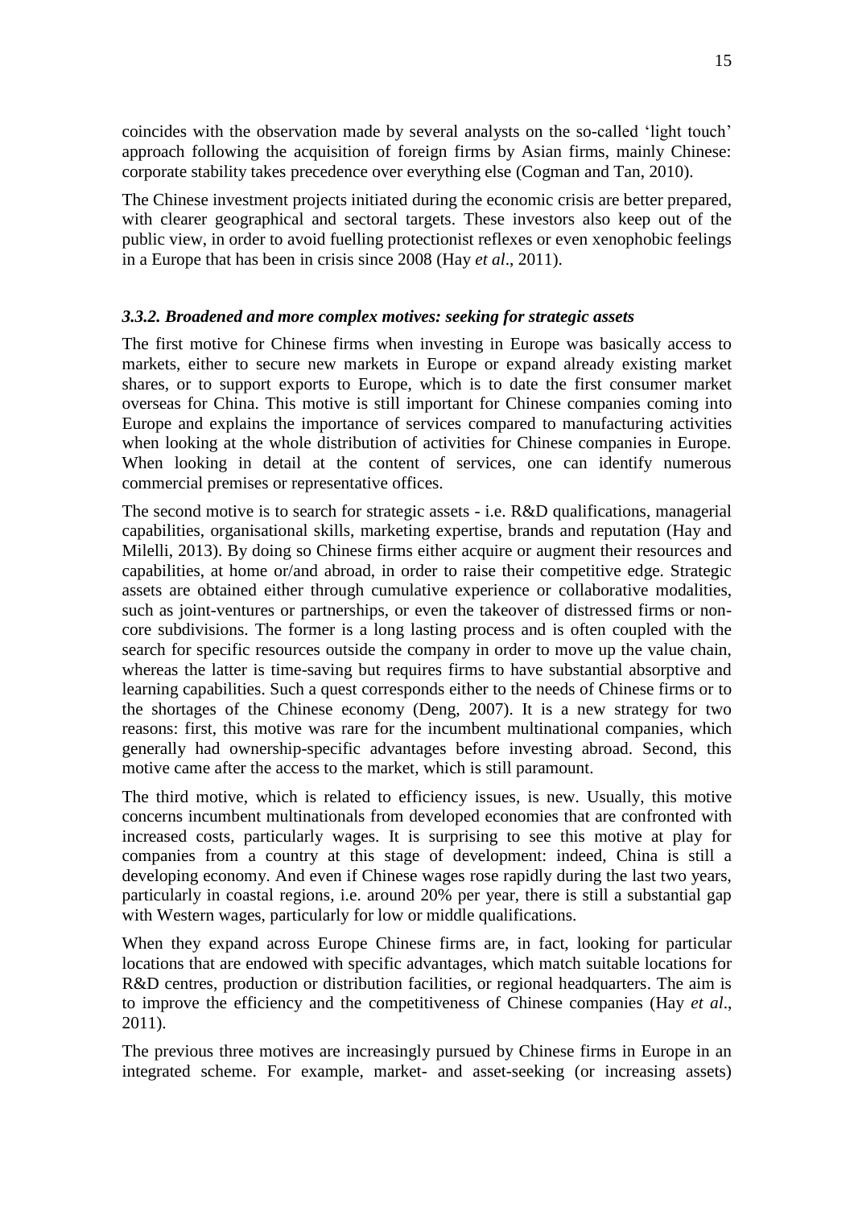coincides with the observation made by several analysts on the so-called 'light touch' approach following the acquisition of foreign firms by Asian firms, mainly Chinese: corporate stability takes precedence over everything else (Cogman and Tan, 2010).

The Chinese investment projects initiated during the economic crisis are better prepared, with clearer geographical and sectoral targets. These investors also keep out of the public view, in order to avoid fuelling protectionist reflexes or even xenophobic feelings in a Europe that has been in crisis since 2008 (Hay *et al*., 2011).

### *3.3.2. Broadened and more complex motives: seeking for strategic assets*

The first motive for Chinese firms when investing in Europe was basically access to markets, either to secure new markets in Europe or expand already existing market shares, or to support exports to Europe, which is to date the first consumer market overseas for China. This motive is still important for Chinese companies coming into Europe and explains the importance of services compared to manufacturing activities when looking at the whole distribution of activities for Chinese companies in Europe. When looking in detail at the content of services, one can identify numerous commercial premises or representative offices.

The second motive is to search for strategic assets - i.e. R&D qualifications, managerial capabilities, organisational skills, marketing expertise, brands and reputation (Hay and Milelli, 2013). By doing so Chinese firms either acquire or augment their resources and capabilities, at home or/and abroad, in order to raise their competitive edge. Strategic assets are obtained either through cumulative experience or collaborative modalities, such as joint-ventures or partnerships, or even the takeover of distressed firms or non-core subdivisions. The former is a long lasting process and is often coupled with the search for specific resources outside the company in order to move up the value chain, whereas the latter is time-saving but requires firms to have substantial absorptive and learning capabilities. Such a quest corresponds either to the needs of Chinese firms or to the shortages of the Chinese economy (Deng, 2007). It is a new strategy for two reasons: first, this motive was rare for the incumbent multinational companies, which generally had ownership-specific advantages before investing abroad. Second, this motive came after the access to the market, which is still paramount.

The third motive, which is related to efficiency issues, is new. Usually, this motive concerns incumbent multinationals from developed economies that are confronted with increased costs, particularly wages. It is surprising to see this motive at play for companies from a country at this stage of development: indeed, China is still a developing economy. And even if Chinese wages rose rapidly during the last two years, particularly in coastal regions, i.e. around 20% per year, there is still a substantial gap with Western wages, particularly for low or middle qualifications.

When they expand across Europe Chinese firms are, in fact, looking for particular locations that are endowed with specific advantages, which match suitable locations for R&D centres, production or distribution facilities, or regional headquarters. The aim is to improve the efficiency and the competitiveness of Chinese companies (Hay *et al*., 2011).

The previous three motives are increasingly pursued by Chinese firms in Europe in an integrated scheme. For example, market- and asset-seeking (or increasing assets)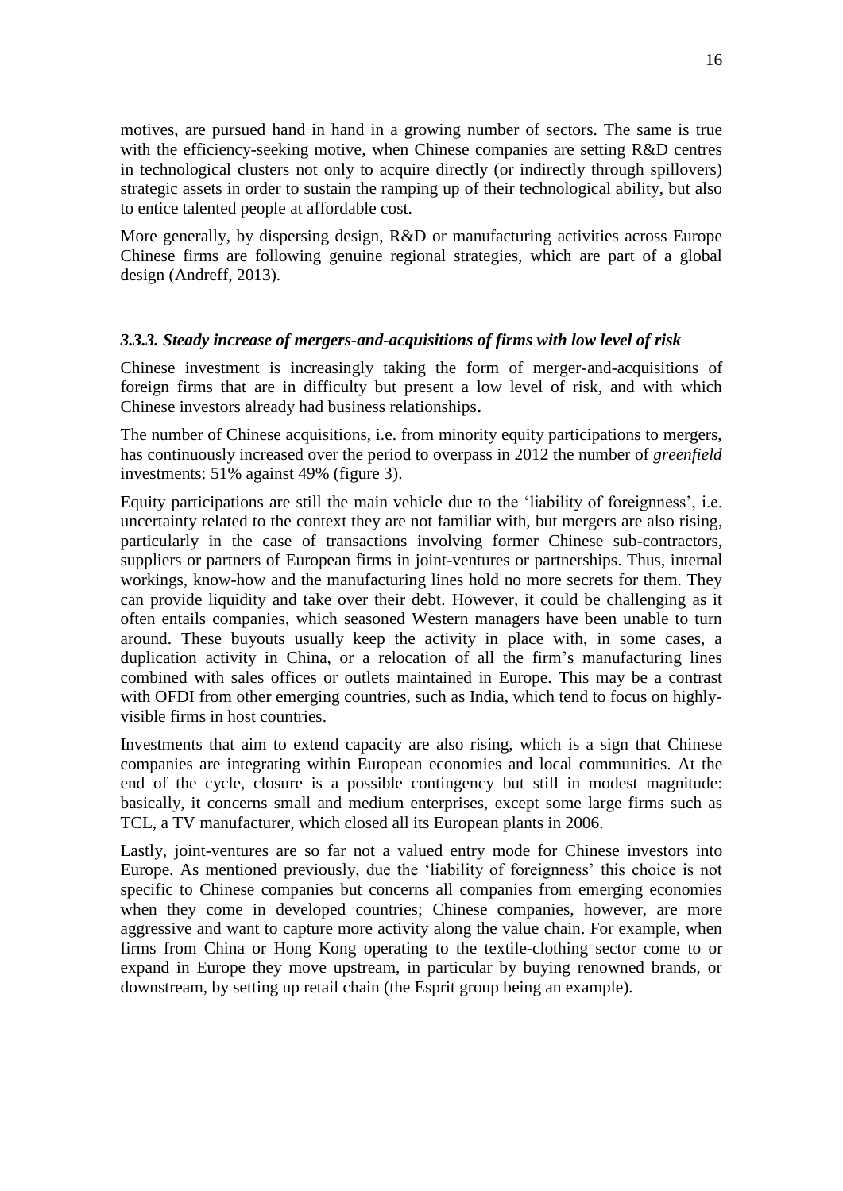motives, are pursued hand in hand in a growing number of sectors. The same is true with the efficiency-seeking motive, when Chinese companies are setting R&D centres in technological clusters not only to acquire directly (or indirectly through spillovers) strategic assets in order to sustain the ramping up of their technological ability, but also to entice talented people at affordable cost.

More generally, by dispersing design, R&D or manufacturing activities across Europe Chinese firms are following genuine regional strategies, which are part of a global design (Andreff, 2013).

### *3.3.3. Steady increase of mergers-and-acquisitions of firms with low level of risk*

Chinese investment is increasingly taking the form of merger-and-acquisitions of foreign firms that are in difficulty but present a low level of risk, and with which Chinese investors already had business relationships**.**

The number of Chinese acquisitions, i.e. from minority equity participations to mergers, has continuously increased over the period to overpass in 2012 the number of *greenfield* investments: 51% against 49% (figure 3).

Equity participations are still the main vehicle due to the 'liability of foreignness', i.e. uncertainty related to the context they are not familiar with, but mergers are also rising, particularly in the case of transactions involving former Chinese sub-contractors, suppliers or partners of European firms in joint-ventures or partnerships. Thus, internal workings, know-how and the manufacturing lines hold no more secrets for them. They can provide liquidity and take over their debt. However, it could be challenging as it often entails companies, which seasoned Western managers have been unable to turn around. These buyouts usually keep the activity in place with, in some cases, a duplication activity in China, or a relocation of all the firm's manufacturing lines combined with sales offices or outlets maintained in Europe. This may be a contrast with OFDI from other emerging countries, such as India, which tend to focus on highly-visible firms in host countries.

Investments that aim to extend capacity are also rising, which is a sign that Chinese companies are integrating within European economies and local communities. At the end of the cycle, closure is a possible contingency but still in modest magnitude: basically, it concerns small and medium enterprises, except some large firms such as TCL, a TV manufacturer, which closed all its European plants in 2006.

Lastly, joint-ventures are so far not a valued entry mode for Chinese investors into Europe. As mentioned previously, due the 'liability of foreignness' this choice is not specific to Chinese companies but concerns all companies from emerging economies when they come in developed countries; Chinese companies, however, are more aggressive and want to capture more activity along the value chain. For example, when firms from China or Hong Kong operating to the textile-clothing sector come to or expand in Europe they move upstream, in particular by buying renowned brands, or downstream, by setting up retail chain (the Esprit group being an example).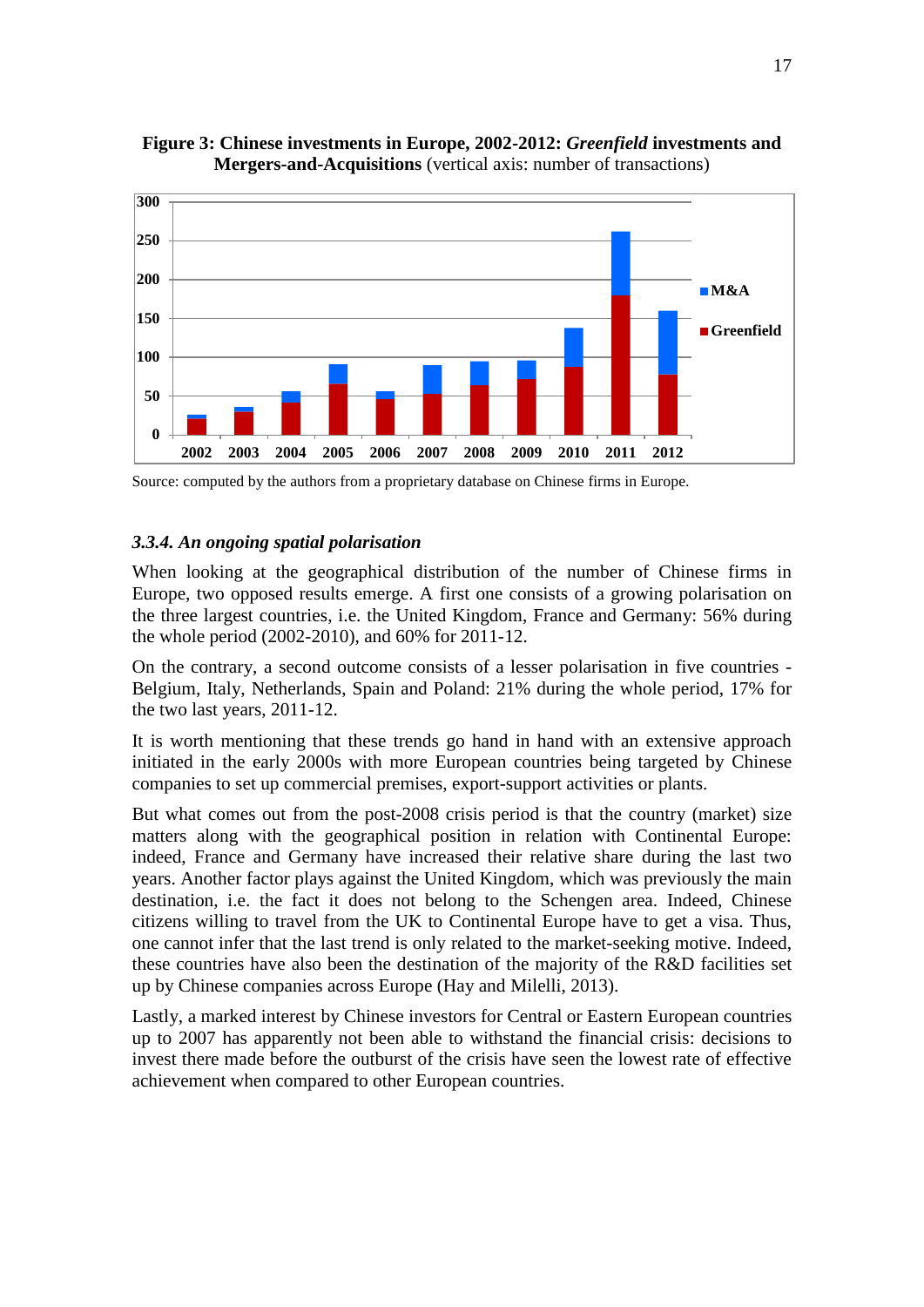**Figure 3: Chinese investments in Europe, 2002-2012: *Greenfield* investments and Mergers-and-Acquisitions** (vertical axis: number of transactions)

Source: computed by the authors from a proprietary database on Chinese firms in Europe.

### *3.3.4. An ongoing spatial polarisation*

When looking at the geographical distribution of the number of Chinese firms in Europe, two opposed results emerge. A first one consists of a growing polarisation on the three largest countries, i.e. the United Kingdom, France and Germany: 56% during the whole period (2002-2010), and 60% for 2011-12.

On the contrary, a second outcome consists of a lesser polarisation in five countries - Belgium, Italy, Netherlands, Spain and Poland: 21% during the whole period, 17% for the two last years, 2011-12.

It is worth mentioning that these trends go hand in hand with an extensive approach initiated in the early 2000s with more European countries being targeted by Chinese companies to set up commercial premises, export-support activities or plants.

But what comes out from the post-2008 crisis period is that the country (market) size matters along with the geographical position in relation with Continental Europe: indeed, France and Germany have increased their relative share during the last two years. Another factor plays against the United Kingdom, which was previously the main destination, i.e. the fact it does not belong to the Schengen area. Indeed, Chinese citizens willing to travel from the UK to Continental Europe have to get a visa. Thus, one cannot infer that the last trend is only related to the market-seeking motive. Indeed, these countries have also been the destination of the majority of the R&D facilities set up by Chinese companies across Europe (Hay and Milelli, 2013).

Lastly, a marked interest by Chinese investors for Central or Eastern European countries up to 2007 has apparently not been able to withstand the financial crisis: decisions to invest there made before the outburst of the crisis have seen the lowest rate of effective achievement when compared to other European countries.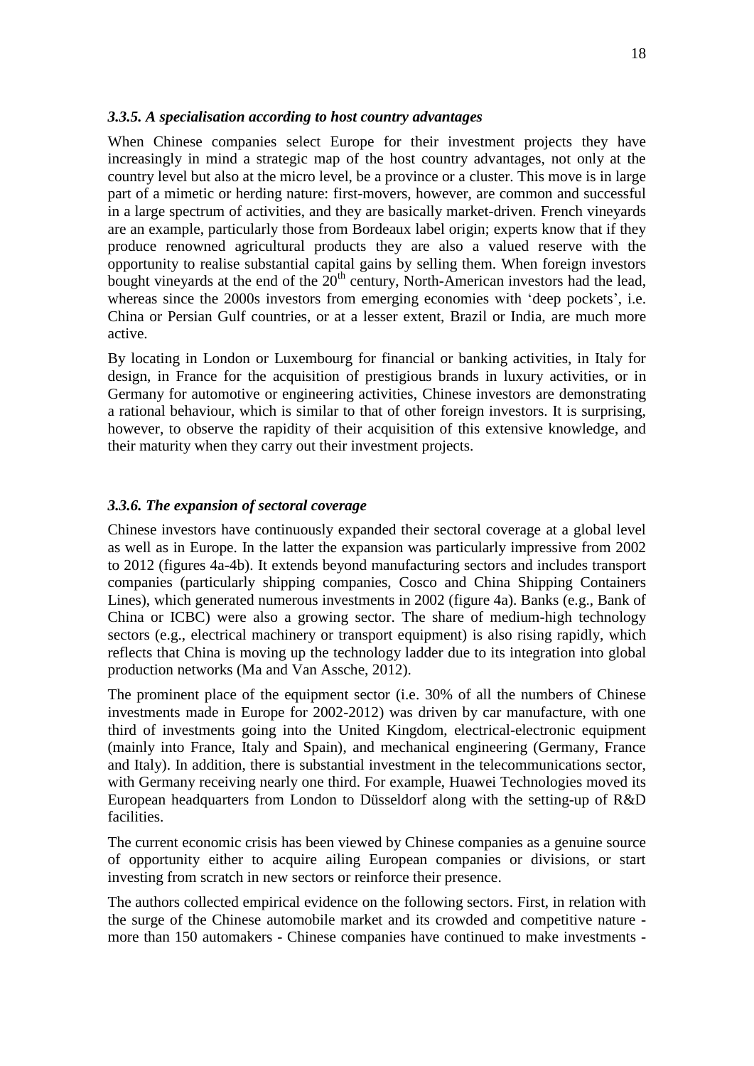### *3.3.5. A specialisation according to host country advantages*

When Chinese companies select Europe for their investment projects they have increasingly in mind a strategic map of the host country advantages, not only at the country level but also at the micro level, be a province or a cluster. This move is in large part of a mimetic or herding nature: first-movers, however, are common and successful in a large spectrum of activities, and they are basically market-driven. French vineyards are an example, particularly those from Bordeaux label origin; experts know that if they produce renowned agricultural products they are also a valued reserve with the opportunity to realise substantial capital gains by selling them. When foreign investors bought vineyards at the end of the 20th century, North-American investors had the lead, whereas since the 2000s investors from emerging economies with 'deep pockets', i.e. China or Persian Gulf countries, or at a lesser extent, Brazil or India, are much more active.

By locating in London or Luxembourg for financial or banking activities, in Italy for design, in France for the acquisition of prestigious brands in luxury activities, or in Germany for automotive or engineering activities, Chinese investors are demonstrating a rational behaviour, which is similar to that of other foreign investors. It is surprising, however, to observe the rapidity of their acquisition of this extensive knowledge, and their maturity when they carry out their investment projects.

### *3.3.6. The expansion of sectoral coverage*

Chinese investors have continuously expanded their sectoral coverage at a global level as well as in Europe. In the latter the expansion was particularly impressive from 2002 to 2012 (figures 4a-4b). It extends beyond manufacturing sectors and includes transport companies (particularly shipping companies, Cosco and China Shipping Containers Lines), which generated numerous investments in 2002 (figure 4a). Banks (e.g., Bank of China or ICBC) were also a growing sector. The share of medium-high technology sectors (e.g., electrical machinery or transport equipment) is also rising rapidly, which reflects that China is moving up the technology ladder due to its integration into global production networks (Ma and Van Assche, 2012).

The prominent place of the equipment sector (i.e. 30% of all the numbers of Chinese investments made in Europe for 2002-2012) was driven by car manufacture, with one third of investments going into the United Kingdom, electrical-electronic equipment (mainly into France, Italy and Spain), and mechanical engineering (Germany, France and Italy). In addition, there is substantial investment in the telecommunications sector, with Germany receiving nearly one third. For example, Huawei Technologies moved its European headquarters from London to Düsseldorf along with the setting-up of R&D facilities.

The current economic crisis has been viewed by Chinese companies as a genuine source of opportunity either to acquire ailing European companies or divisions, or start investing from scratch in new sectors or reinforce their presence.

The authors collected empirical evidence on the following sectors. First, in relation with the surge of the Chinese automobile market and its crowded and competitive nature - more than 150 automakers - Chinese companies have continued to make investments -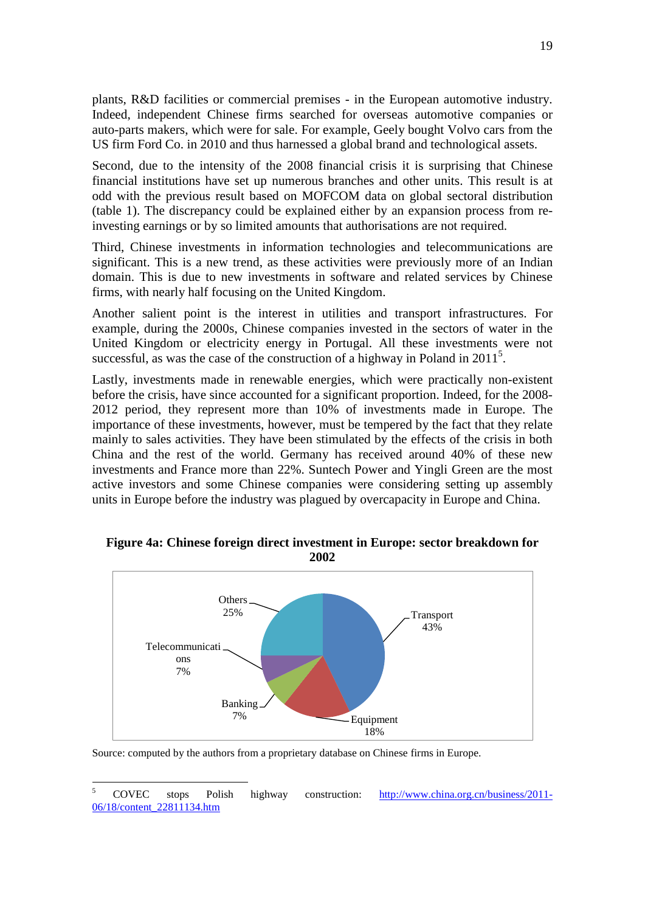plants, R&D facilities or commercial premises - in the European automotive industry. Indeed, independent Chinese firms searched for overseas automotive companies or auto-parts makers, which were for sale. For example, Geely bought Volvo cars from the US firm Ford Co. in 2010 and thus harnessed a global brand and technological assets.

Second, due to the intensity of the 2008 financial crisis it is surprising that Chinese financial institutions have set up numerous branches and other units. This result is at odd with the previous result based on MOFCOM data on global sectoral distribution (table 1). The discrepancy could be explained either by an expansion process from re-investing earnings or by so limited amounts that authorisations are not required.

Third, Chinese investments in information technologies and telecommunications are significant. This is a new trend, as these activities were previously more of an Indian domain. This is due to new investments in software and related services by Chinese firms, with nearly half focusing on the United Kingdom.

Another salient point is the interest in utilities and transport infrastructures. For example, during the 2000s, Chinese companies invested in the sectors of water in the United Kingdom or electricity energy in Portugal. All these investments were not successful, as was the case of the construction of a highway in Poland in 2011[5].

Lastly, investments made in renewable energies, which were practically non-existent before the crisis, have accounted for a significant proportion. Indeed, for the 2008-2012 period, they represent more than 10% of investments made in Europe. The importance of these investments, however, must be tempered by the fact that they relate mainly to sales activities. They have been stimulated by the effects of the crisis in both China and the rest of the world. Germany has received around 40% of these new investments and France more than 22%. Suntech Power and Yingli Green are the most active investors and some Chinese companies were considering setting up assembly units in Europe before the industry was plagued by overcapacity in Europe and China.

**Figure 4a: Chinese foreign direct investment in Europe: sector breakdown for 2002**

| Sector | Share |
|---|---|
| Transport | 43% |
| Equipment | 18% |
| Banking | 7% |
| Telecommunications | 7% |
| Others | 25% |

Source: computed by the authors from a proprietary database on Chinese firms in Europe.

---

[5] COVEC stops Polish highway construction: http://www.china.org.cn/business/2011-06/18/content_22811134.htm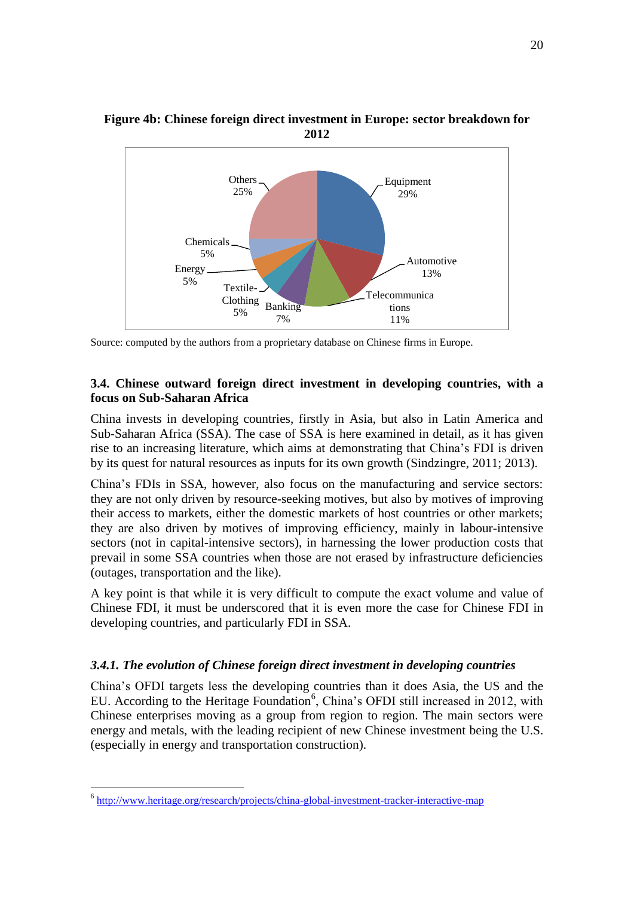**Figure 4b: Chinese foreign direct investment in Europe: sector breakdown for 2012**

Source: computed by the authors from a proprietary database on Chinese firms in Europe.

### 3.4. Chinese outward foreign direct investment in developing countries, with a focus on Sub-Saharan Africa

China invests in developing countries, firstly in Asia, but also in Latin America and Sub-Saharan Africa (SSA). The case of SSA is here examined in detail, as it has given rise to an increasing literature, which aims at demonstrating that China's FDI is driven by its quest for natural resources as inputs for its own growth (Sindzingre, 2011; 2013).

China's FDIs in SSA, however, also focus on the manufacturing and service sectors: they are not only driven by resource-seeking motives, but also by motives of improving their access to markets, either the domestic markets of host countries or other markets; they are also driven by motives of improving efficiency, mainly in labour-intensive sectors (not in capital-intensive sectors), in harnessing the lower production costs that prevail in some SSA countries when those are not erased by infrastructure deficiencies (outages, transportation and the like).

A key point is that while it is very difficult to compute the exact volume and value of Chinese FDI, it must be underscored that it is even more the case for Chinese FDI in developing countries, and particularly FDI in SSA.

#### *3.4.1. The evolution of Chinese foreign direct investment in developing countries*

China's OFDI targets less the developing countries than it does Asia, the US and the EU. According to the Heritage Foundation[6], China's OFDI still increased in 2012, with Chinese enterprises moving as a group from region to region. The main sectors were energy and metals, with the leading recipient of new Chinese investment being the U.S. (especially in energy and transportation construction).

---

[6] http://www.heritage.org/research/projects/china-global-investment-tracker-interactive-map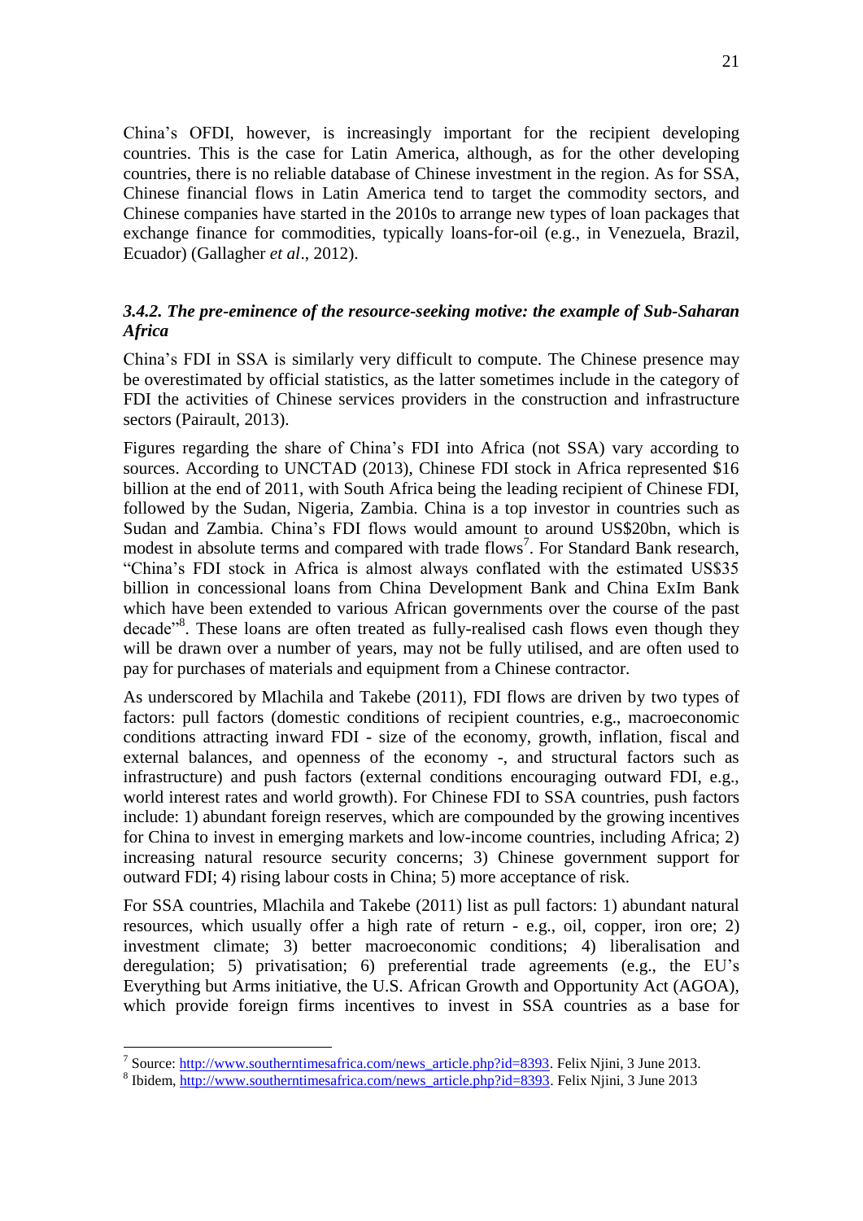China's OFDI, however, is increasingly important for the recipient developing countries. This is the case for Latin America, although, as for the other developing countries, there is no reliable database of Chinese investment in the region. As for SSA, Chinese financial flows in Latin America tend to target the commodity sectors, and Chinese companies have started in the 2010s to arrange new types of loan packages that exchange finance for commodities, typically loans-for-oil (e.g., in Venezuela, Brazil, Ecuador) (Gallagher *et al*., 2012).

### *3.4.2. The pre-eminence of the resource-seeking motive: the example of Sub-Saharan Africa*

China's FDI in SSA is similarly very difficult to compute. The Chinese presence may be overestimated by official statistics, as the latter sometimes include in the category of FDI the activities of Chinese services providers in the construction and infrastructure sectors (Pairault, 2013).

Figures regarding the share of China's FDI into Africa (not SSA) vary according to sources. According to UNCTAD (2013), Chinese FDI stock in Africa represented $16 billion at the end of 2011, with South Africa being the leading recipient of Chinese FDI, followed by the Sudan, Nigeria, Zambia. China is a top investor in countries such as Sudan and Zambia. China's FDI flows would amount to around US$20bn, which is modest in absolute terms and compared with trade flows[7]. For Standard Bank research, "China's FDI stock in Africa is almost always conflated with the estimated US$35 billion in concessional loans from China Development Bank and China ExIm Bank which have been extended to various African governments over the course of the past decade"[8]. These loans are often treated as fully-realised cash flows even though they will be drawn over a number of years, may not be fully utilised, and are often used to pay for purchases of materials and equipment from a Chinese contractor.

As underscored by Mlachila and Takebe (2011), FDI flows are driven by two types of factors: pull factors (domestic conditions of recipient countries, e.g., macroeconomic conditions attracting inward FDI - size of the economy, growth, inflation, fiscal and external balances, and openness of the economy -, and structural factors such as infrastructure) and push factors (external conditions encouraging outward FDI, e.g., world interest rates and world growth). For Chinese FDI to SSA countries, push factors include: 1) abundant foreign reserves, which are compounded by the growing incentives for China to invest in emerging markets and low-income countries, including Africa; 2) increasing natural resource security concerns; 3) Chinese government support for outward FDI; 4) rising labour costs in China; 5) more acceptance of risk.

For SSA countries, Mlachila and Takebe (2011) list as pull factors: 1) abundant natural resources, which usually offer a high rate of return - e.g., oil, copper, iron ore; 2) investment climate; 3) better macroeconomic conditions; 4) liberalisation and deregulation; 5) privatisation; 6) preferential trade agreements (e.g., the EU's Everything but Arms initiative, the U.S. African Growth and Opportunity Act (AGOA), which provide foreign firms incentives to invest in SSA countries as a base for

---

[7] Source: http://www.southerntimesafrica.com/news_article.php?id=8393. Felix Njini, 3 June 2013.

[8] Ibidem, http://www.southerntimesafrica.com/news_article.php?id=8393. Felix Njini, 3 June 2013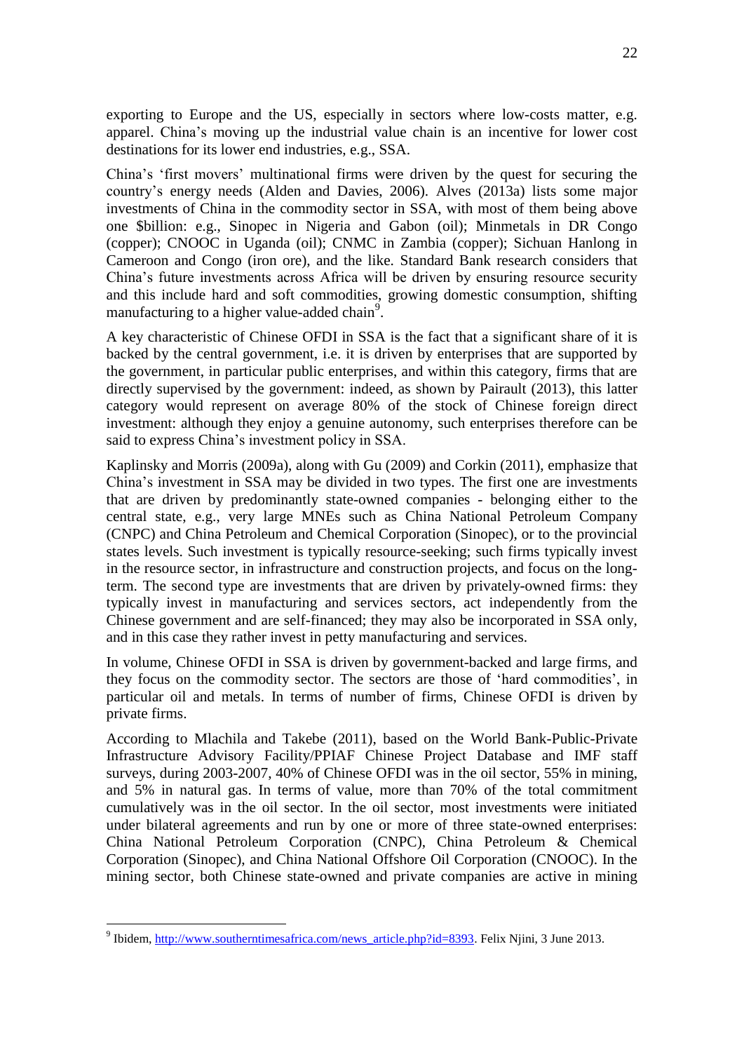exporting to Europe and the US, especially in sectors where low-costs matter, e.g. apparel. China's moving up the industrial value chain is an incentive for lower cost destinations for its lower end industries, e.g., SSA.

China's 'first movers' multinational firms were driven by the quest for securing the country's energy needs (Alden and Davies, 2006). Alves (2013a) lists some major investments of China in the commodity sector in SSA, with most of them being above one $billion: e.g., Sinopec in Nigeria and Gabon (oil); Minmetals in DR Congo (copper); CNOOC in Uganda (oil); CNMC in Zambia (copper); Sichuan Hanlong in Cameroon and Congo (iron ore), and the like. Standard Bank research considers that China's future investments across Africa will be driven by ensuring resource security and this include hard and soft commodities, growing domestic consumption, shifting manufacturing to a higher value-added chain[9].

A key characteristic of Chinese OFDI in SSA is the fact that a significant share of it is backed by the central government, i.e. it is driven by enterprises that are supported by the government, in particular public enterprises, and within this category, firms that are directly supervised by the government: indeed, as shown by Pairault (2013), this latter category would represent on average 80% of the stock of Chinese foreign direct investment: although they enjoy a genuine autonomy, such enterprises therefore can be said to express China's investment policy in SSA.

Kaplinsky and Morris (2009a), along with Gu (2009) and Corkin (2011), emphasize that China's investment in SSA may be divided in two types. The first one are investments that are driven by predominantly state-owned companies - belonging either to the central state, e.g., very large MNEs such as China National Petroleum Company (CNPC) and China Petroleum and Chemical Corporation (Sinopec), or to the provincial states levels. Such investment is typically resource-seeking; such firms typically invest in the resource sector, in infrastructure and construction projects, and focus on the long-term. The second type are investments that are driven by privately-owned firms: they typically invest in manufacturing and services sectors, act independently from the Chinese government and are self-financed; they may also be incorporated in SSA only, and in this case they rather invest in petty manufacturing and services.

In volume, Chinese OFDI in SSA is driven by government-backed and large firms, and they focus on the commodity sector. The sectors are those of 'hard commodities', in particular oil and metals. In terms of number of firms, Chinese OFDI is driven by private firms.

According to Mlachila and Takebe (2011), based on the World Bank-Public-Private Infrastructure Advisory Facility/PPIAF Chinese Project Database and IMF staff surveys, during 2003-2007, 40% of Chinese OFDI was in the oil sector, 55% in mining, and 5% in natural gas. In terms of value, more than 70% of the total commitment cumulatively was in the oil sector. In the oil sector, most investments were initiated under bilateral agreements and run by one or more of three state-owned enterprises: China National Petroleum Corporation (CNPC), China Petroleum & Chemical Corporation (Sinopec), and China National Offshore Oil Corporation (CNOOC). In the mining sector, both Chinese state-owned and private companies are active in mining

---

[9] Ibidem, http://www.southerntimesafrica.com/news_article.php?id=8393. Felix Njini, 3 June 2013.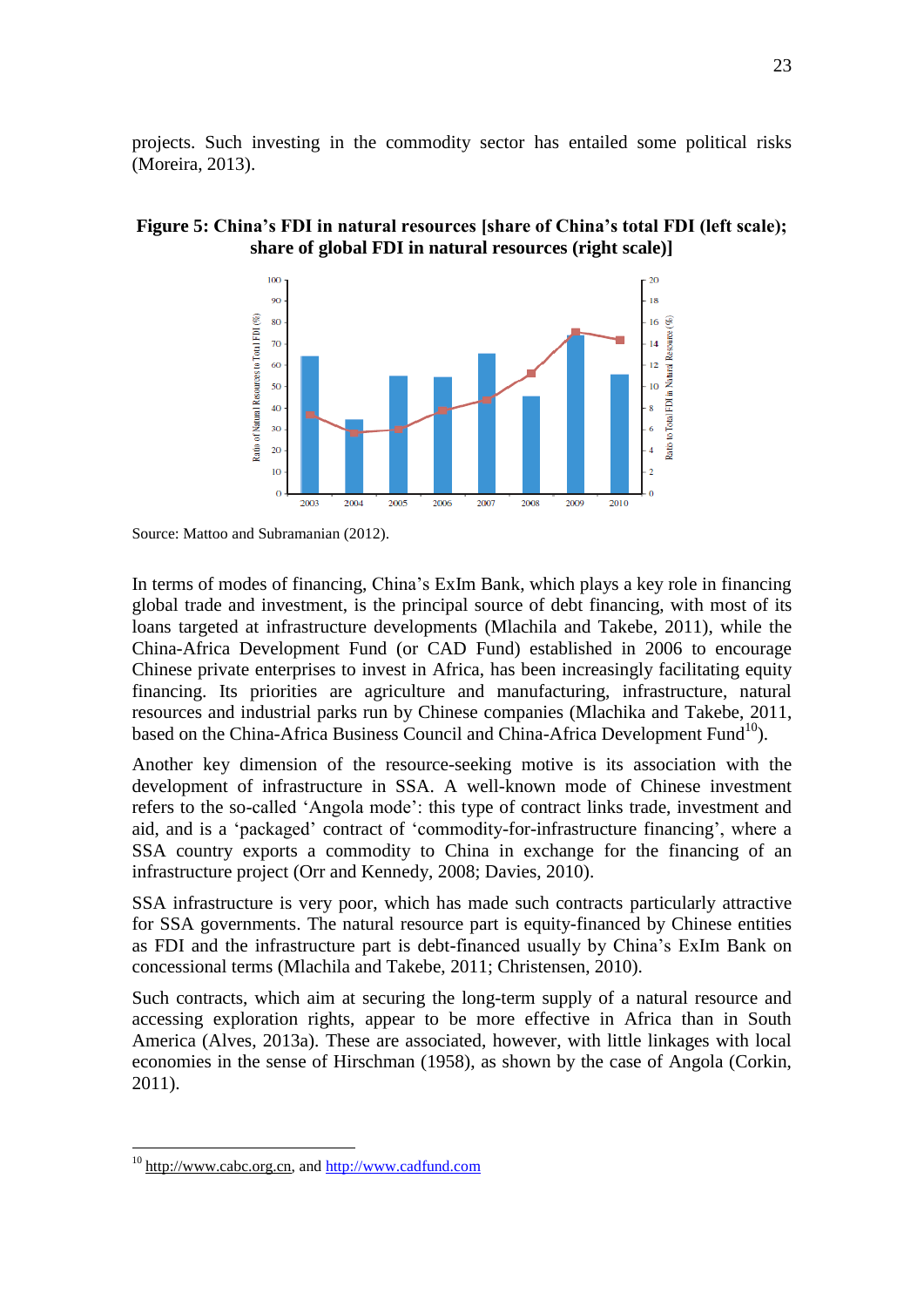projects. Such investing in the commodity sector has entailed some political risks (Moreira, 2013).

**Figure 5: China's FDI in natural resources [share of China's total FDI (left scale); share of global FDI in natural resources (right scale)]**

Source: Mattoo and Subramanian (2012).

In terms of modes of financing, China's ExIm Bank, which plays a key role in financing global trade and investment, is the principal source of debt financing, with most of its loans targeted at infrastructure developments (Mlachila and Takebe, 2011), while the China-Africa Development Fund (or CAD Fund) established in 2006 to encourage Chinese private enterprises to invest in Africa, has been increasingly facilitating equity financing. Its priorities are agriculture and manufacturing, infrastructure, natural resources and industrial parks run by Chinese companies (Mlachika and Takebe, 2011, based on the China-Africa Business Council and China-Africa Development Fund[10]).

Another key dimension of the resource-seeking motive is its association with the development of infrastructure in SSA. A well-known mode of Chinese investment refers to the so-called 'Angola mode': this type of contract links trade, investment and aid, and is a 'packaged' contract of 'commodity-for-infrastructure financing', where a SSA country exports a commodity to China in exchange for the financing of an infrastructure project (Orr and Kennedy, 2008; Davies, 2010).

SSA infrastructure is very poor, which has made such contracts particularly attractive for SSA governments. The natural resource part is equity-financed by Chinese entities as FDI and the infrastructure part is debt-financed usually by China's ExIm Bank on concessional terms (Mlachila and Takebe, 2011; Christensen, 2010).

Such contracts, which aim at securing the long-term supply of a natural resource and accessing exploration rights, appear to be more effective in Africa than in South America (Alves, 2013a). These are associated, however, with little linkages with local economies in the sense of Hirschman (1958), as shown by the case of Angola (Corkin, 2011).

[10] http://www.cabc.org.cn, and http://www.cadfund.com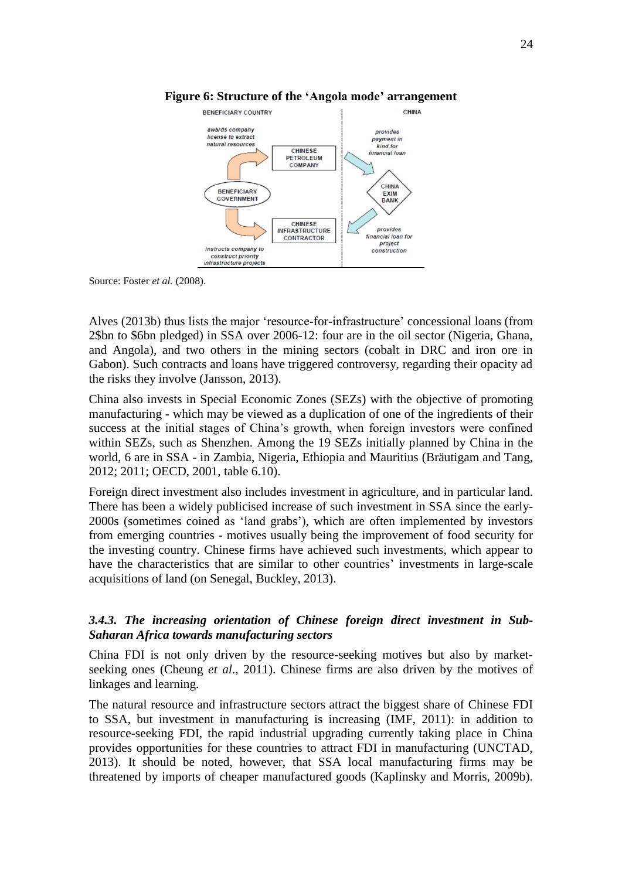**Figure 6: Structure of the 'Angola mode' arrangement**

Source: Foster *et al.* (2008).

Alves (2013b) thus lists the major 'resource-for-infrastructure' concessional loans (from 2$bn to $6bn pledged) in SSA over 2006-12: four are in the oil sector (Nigeria, Ghana, and Angola), and two others in the mining sectors (cobalt in DRC and iron ore in Gabon). Such contracts and loans have triggered controversy, regarding their opacity ad the risks they involve (Jansson, 2013).

China also invests in Special Economic Zones (SEZs) with the objective of promoting manufacturing - which may be viewed as a duplication of one of the ingredients of their success at the initial stages of China's growth, when foreign investors were confined within SEZs, such as Shenzhen. Among the 19 SEZs initially planned by China in the world, 6 are in SSA - in Zambia, Nigeria, Ethiopia and Mauritius (Bräutigam and Tang, 2012; 2011; OECD, 2001, table 6.10).

Foreign direct investment also includes investment in agriculture, and in particular land. There has been a widely publicised increase of such investment in SSA since the early-2000s (sometimes coined as 'land grabs'), which are often implemented by investors from emerging countries - motives usually being the improvement of food security for the investing country. Chinese firms have achieved such investments, which appear to have the characteristics that are similar to other countries' investments in large-scale acquisitions of land (on Senegal, Buckley, 2013).

### *3.4.3. The increasing orientation of Chinese foreign direct investment in Sub-Saharan Africa towards manufacturing sectors*

China FDI is not only driven by the resource-seeking motives but also by market-seeking ones (Cheung *et al*., 2011). Chinese firms are also driven by the motives of linkages and learning.

The natural resource and infrastructure sectors attract the biggest share of Chinese FDI to SSA, but investment in manufacturing is increasing (IMF, 2011): in addition to resource-seeking FDI, the rapid industrial upgrading currently taking place in China provides opportunities for these countries to attract FDI in manufacturing (UNCTAD, 2013). It should be noted, however, that SSA local manufacturing firms may be threatened by imports of cheaper manufactured goods (Kaplinsky and Morris, 2009b).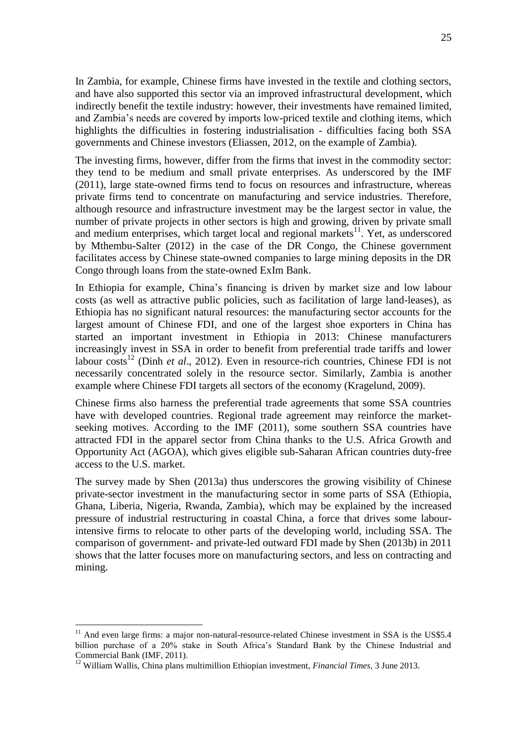In Zambia, for example, Chinese firms have invested in the textile and clothing sectors, and have also supported this sector via an improved infrastructural development, which indirectly benefit the textile industry: however, their investments have remained limited, and Zambia's needs are covered by imports low-priced textile and clothing items, which highlights the difficulties in fostering industrialisation - difficulties facing both SSA governments and Chinese investors (Eliassen, 2012, on the example of Zambia).

The investing firms, however, differ from the firms that invest in the commodity sector: they tend to be medium and small private enterprises. As underscored by the IMF (2011), large state-owned firms tend to focus on resources and infrastructure, whereas private firms tend to concentrate on manufacturing and service industries. Therefore, although resource and infrastructure investment may be the largest sector in value, the number of private projects in other sectors is high and growing, driven by private small and medium enterprises, which target local and regional markets[11]. Yet, as underscored by Mthembu-Salter (2012) in the case of the DR Congo, the Chinese government facilitates access by Chinese state-owned companies to large mining deposits in the DR Congo through loans from the state-owned ExIm Bank.

In Ethiopia for example, China's financing is driven by market size and low labour costs (as well as attractive public policies, such as facilitation of large land-leases), as Ethiopia has no significant natural resources: the manufacturing sector accounts for the largest amount of Chinese FDI, and one of the largest shoe exporters in China has started an important investment in Ethiopia in 2013: Chinese manufacturers increasingly invest in SSA in order to benefit from preferential trade tariffs and lower labour costs[12] (Dinh *et al*., 2012). Even in resource-rich countries, Chinese FDI is not necessarily concentrated solely in the resource sector. Similarly, Zambia is another example where Chinese FDI targets all sectors of the economy (Kragelund, 2009).

Chinese firms also harness the preferential trade agreements that some SSA countries have with developed countries. Regional trade agreement may reinforce the market-seeking motives. According to the IMF (2011), some southern SSA countries have attracted FDI in the apparel sector from China thanks to the U.S. Africa Growth and Opportunity Act (AGOA), which gives eligible sub-Saharan African countries duty-free access to the U.S. market.

The survey made by Shen (2013a) thus underscores the growing visibility of Chinese private-sector investment in the manufacturing sector in some parts of SSA (Ethiopia, Ghana, Liberia, Nigeria, Rwanda, Zambia), which may be explained by the increased pressure of industrial restructuring in coastal China, a force that drives some labour-intensive firms to relocate to other parts of the developing world, including SSA. The comparison of government- and private-led outward FDI made by Shen (2013b) in 2011 shows that the latter focuses more on manufacturing sectors, and less on contracting and mining.

---

[11] And even large firms: a major non-natural-resource-related Chinese investment in SSA is the US$5.4 billion purchase of a 20% stake in South Africa's Standard Bank by the Chinese Industrial and Commercial Bank (IMF, 2011).

[12] William Wallis, China plans multimillion Ethiopian investment, *Financial Times*, 3 June 2013.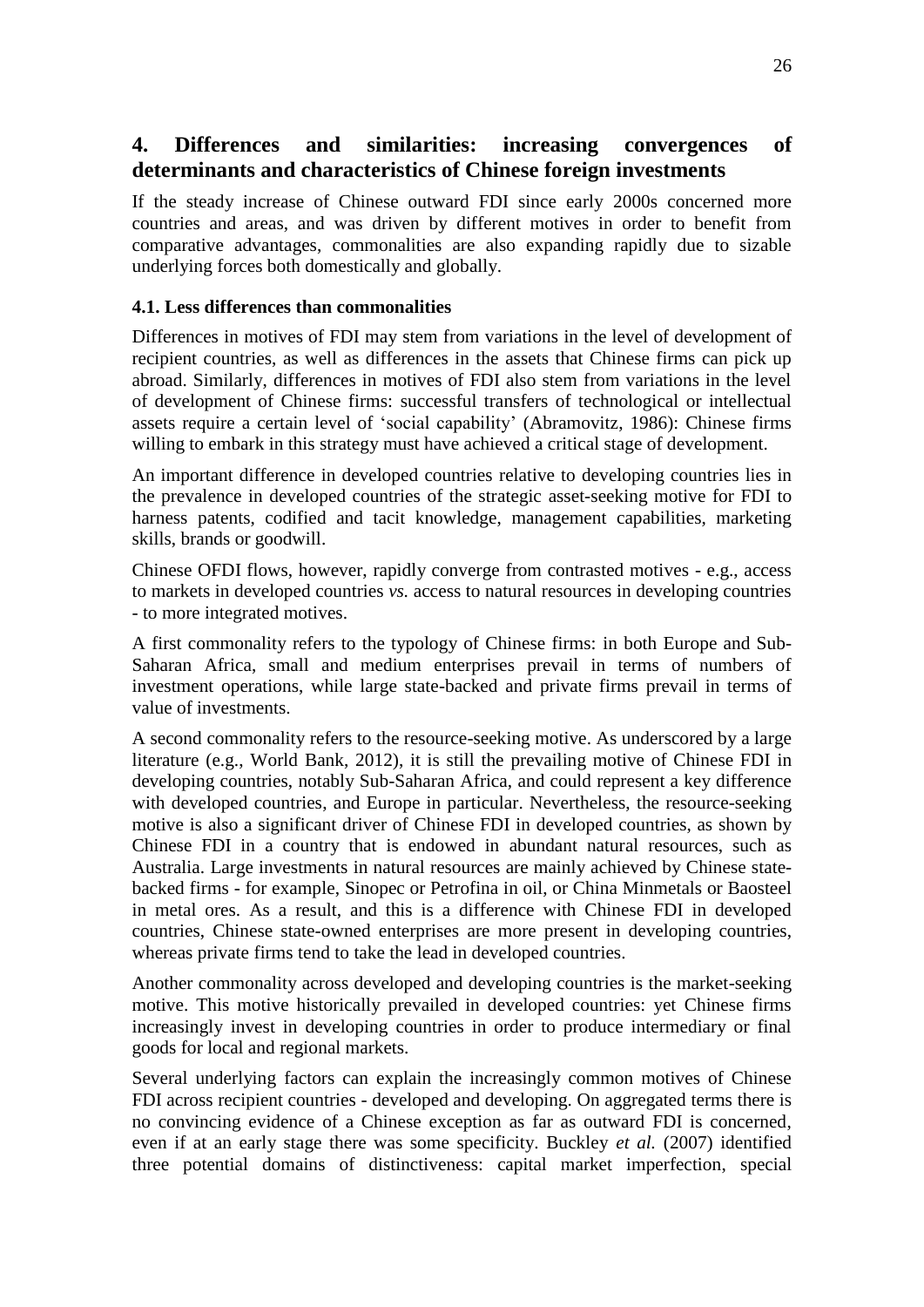## 4. Differences and similarities: increasing convergences of determinants and characteristics of Chinese foreign investments

If the steady increase of Chinese outward FDI since early 2000s concerned more countries and areas, and was driven by different motives in order to benefit from comparative advantages, commonalities are also expanding rapidly due to sizable underlying forces both domestically and globally.

### 4.1. Less differences than commonalities

Differences in motives of FDI may stem from variations in the level of development of recipient countries, as well as differences in the assets that Chinese firms can pick up abroad. Similarly, differences in motives of FDI also stem from variations in the level of development of Chinese firms: successful transfers of technological or intellectual assets require a certain level of 'social capability' (Abramovitz, 1986): Chinese firms willing to embark in this strategy must have achieved a critical stage of development.

An important difference in developed countries relative to developing countries lies in the prevalence in developed countries of the strategic asset-seeking motive for FDI to harness patents, codified and tacit knowledge, management capabilities, marketing skills, brands or goodwill.

Chinese OFDI flows, however, rapidly converge from contrasted motives - e.g., access to markets in developed countries *vs.* access to natural resources in developing countries - to more integrated motives.

A first commonality refers to the typology of Chinese firms: in both Europe and Sub-Saharan Africa, small and medium enterprises prevail in terms of numbers of investment operations, while large state-backed and private firms prevail in terms of value of investments.

A second commonality refers to the resource-seeking motive. As underscored by a large literature (e.g., World Bank, 2012), it is still the prevailing motive of Chinese FDI in developing countries, notably Sub-Saharan Africa, and could represent a key difference with developed countries, and Europe in particular. Nevertheless, the resource-seeking motive is also a significant driver of Chinese FDI in developed countries, as shown by Chinese FDI in a country that is endowed in abundant natural resources, such as Australia. Large investments in natural resources are mainly achieved by Chinese state-backed firms - for example, Sinopec or Petrofina in oil, or China Minmetals or Baosteel in metal ores. As a result, and this is a difference with Chinese FDI in developed countries, Chinese state-owned enterprises are more present in developing countries, whereas private firms tend to take the lead in developed countries.

Another commonality across developed and developing countries is the market-seeking motive. This motive historically prevailed in developed countries: yet Chinese firms increasingly invest in developing countries in order to produce intermediary or final goods for local and regional markets.

Several underlying factors can explain the increasingly common motives of Chinese FDI across recipient countries - developed and developing. On aggregated terms there is no convincing evidence of a Chinese exception as far as outward FDI is concerned, even if at an early stage there was some specificity. Buckley *et al.* (2007) identified three potential domains of distinctiveness: capital market imperfection, special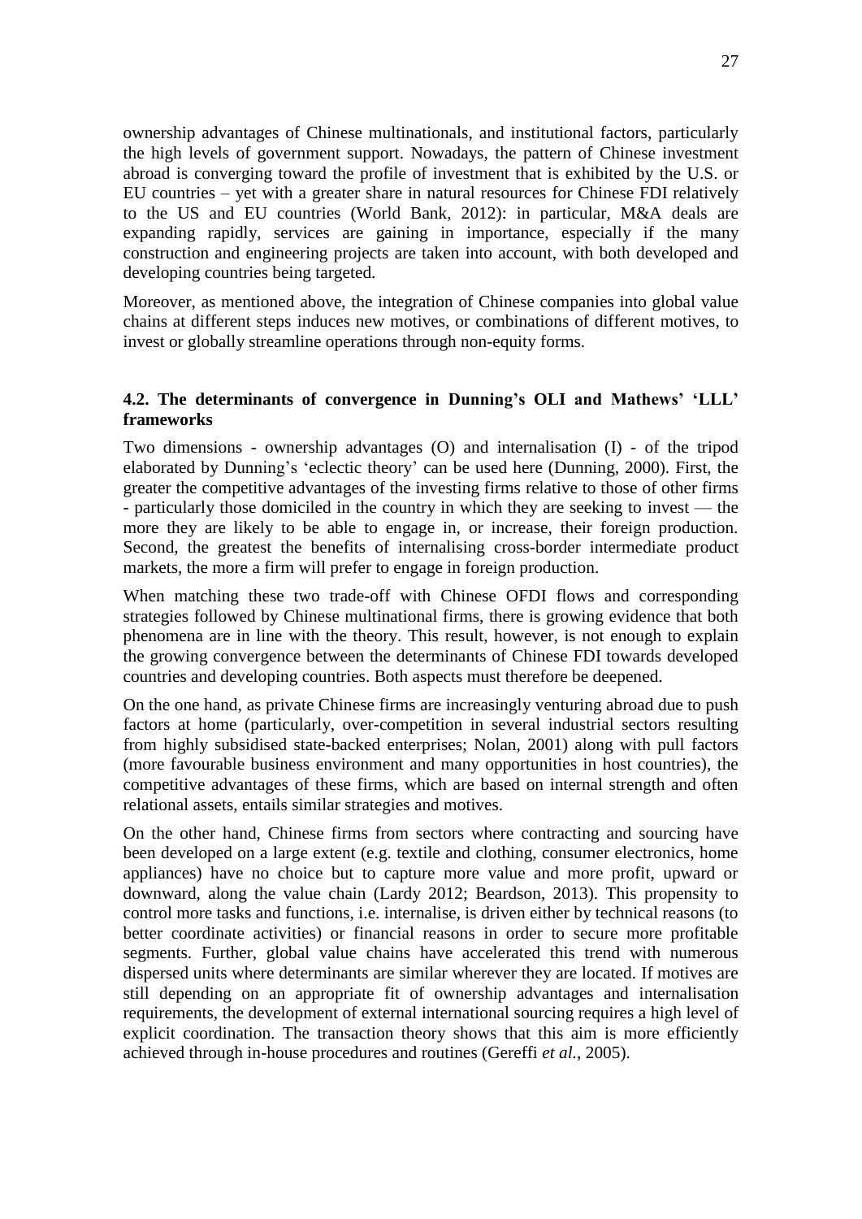ownership advantages of Chinese multinationals, and institutional factors, particularly the high levels of government support. Nowadays, the pattern of Chinese investment abroad is converging toward the profile of investment that is exhibited by the U.S. or EU countries – yet with a greater share in natural resources for Chinese FDI relatively to the US and EU countries (World Bank, 2012): in particular, M&A deals are expanding rapidly, services are gaining in importance, especially if the many construction and engineering projects are taken into account, with both developed and developing countries being targeted.

Moreover, as mentioned above, the integration of Chinese companies into global value chains at different steps induces new motives, or combinations of different motives, to invest or globally streamline operations through non-equity forms.

### 4.2. The determinants of convergence in Dunning's OLI and Mathews' 'LLL' frameworks

Two dimensions - ownership advantages (O) and internalisation (I) - of the tripod elaborated by Dunning's 'eclectic theory' can be used here (Dunning, 2000). First, the greater the competitive advantages of the investing firms relative to those of other firms - particularly those domiciled in the country in which they are seeking to invest — the more they are likely to be able to engage in, or increase, their foreign production. Second, the greatest the benefits of internalising cross-border intermediate product markets, the more a firm will prefer to engage in foreign production.

When matching these two trade-off with Chinese OFDI flows and corresponding strategies followed by Chinese multinational firms, there is growing evidence that both phenomena are in line with the theory. This result, however, is not enough to explain the growing convergence between the determinants of Chinese FDI towards developed countries and developing countries. Both aspects must therefore be deepened.

On the one hand, as private Chinese firms are increasingly venturing abroad due to push factors at home (particularly, over-competition in several industrial sectors resulting from highly subsidised state-backed enterprises; Nolan, 2001) along with pull factors (more favourable business environment and many opportunities in host countries), the competitive advantages of these firms, which are based on internal strength and often relational assets, entails similar strategies and motives.

On the other hand, Chinese firms from sectors where contracting and sourcing have been developed on a large extent (e.g. textile and clothing, consumer electronics, home appliances) have no choice but to capture more value and more profit, upward or downward, along the value chain (Lardy 2012; Beardson, 2013). This propensity to control more tasks and functions, i.e. internalise, is driven either by technical reasons (to better coordinate activities) or financial reasons in order to secure more profitable segments. Further, global value chains have accelerated this trend with numerous dispersed units where determinants are similar wherever they are located. If motives are still depending on an appropriate fit of ownership advantages and internalisation requirements, the development of external international sourcing requires a high level of explicit coordination. The transaction theory shows that this aim is more efficiently achieved through in-house procedures and routines (Gereffi *et al.*, 2005).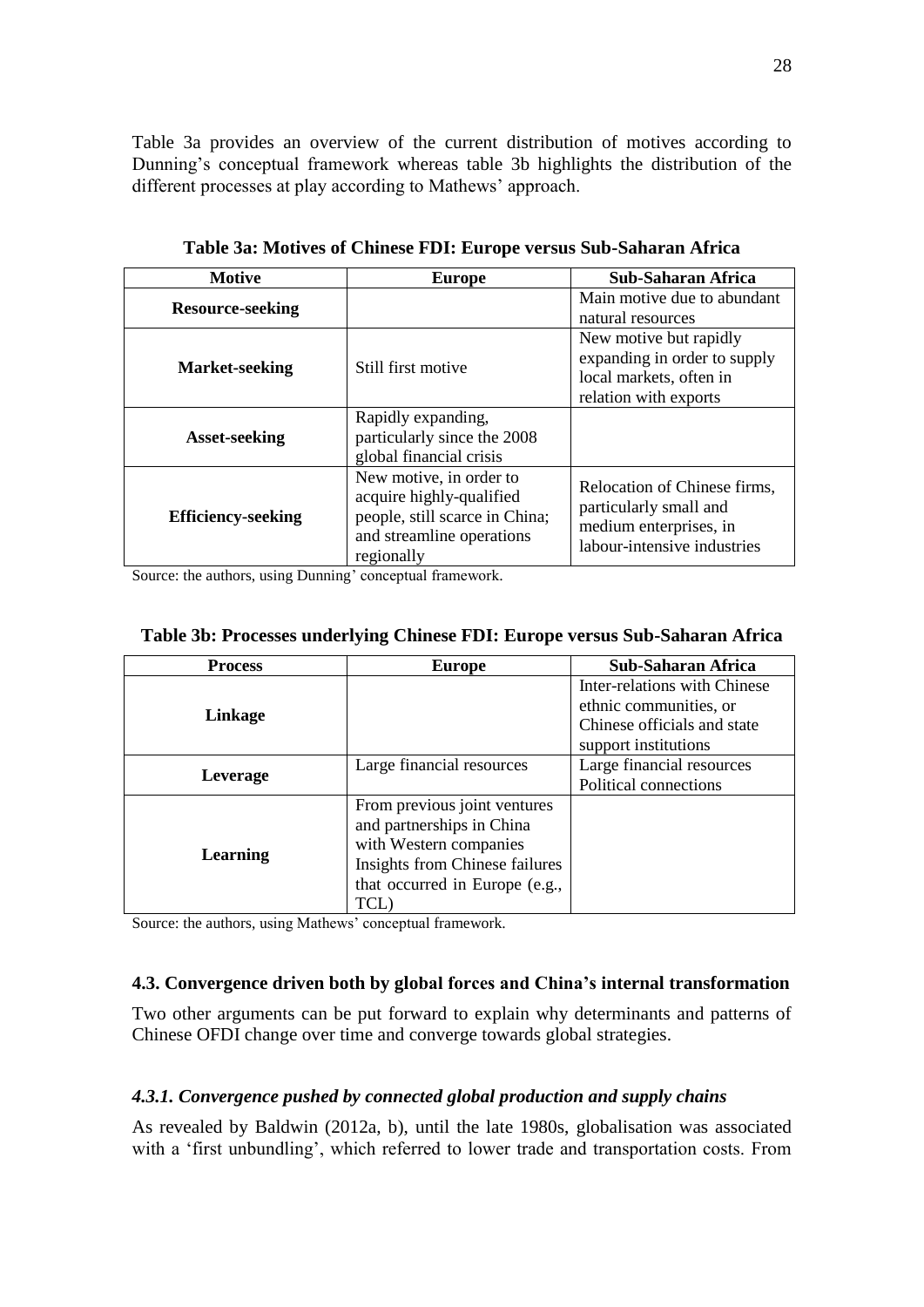Table 3a provides an overview of the current distribution of motives according to Dunning's conceptual framework whereas table 3b highlights the distribution of the different processes at play according to Mathews' approach.

**Table 3a: Motives of Chinese FDI: Europe versus Sub-Saharan Africa**

| Motive | Europe | Sub-Saharan Africa |
| --- | --- | --- |
| **Resource-seeking** | | Main motive due to abundant natural resources |
| **Market-seeking** | Still first motive | New motive but rapidly expanding in order to supply local markets, often in relation with exports |
| **Asset-seeking** | Rapidly expanding, particularly since the 2008 global financial crisis | |
| **Efficiency-seeking** | New motive, in order to acquire highly-qualified people, still scarce in China; and streamline operations regionally | Relocation of Chinese firms, particularly small and medium enterprises, in labour-intensive industries |

Source: the authors, using Dunning' conceptual framework.

**Table 3b: Processes underlying Chinese FDI: Europe versus Sub-Saharan Africa**

| Process | Europe | Sub-Saharan Africa |
| --- | --- | --- |
| **Linkage** | | Inter-relations with Chinese ethnic communities, or Chinese officials and state support institutions |
| **Leverage** | Large financial resources | Large financial resources<br>Political connections |
| **Learning** | From previous joint ventures and partnerships in China with Western companies<br>Insights from Chinese failures that occurred in Europe (e.g., TCL) | |

Source: the authors, using Mathews' conceptual framework.

### 4.3. Convergence driven both by global forces and China's internal transformation

Two other arguments can be put forward to explain why determinants and patterns of Chinese OFDI change over time and converge towards global strategies.

#### *4.3.1. Convergence pushed by connected global production and supply chains*

As revealed by Baldwin (2012a, b), until the late 1980s, globalisation was associated with a 'first unbundling', which referred to lower trade and transportation costs. From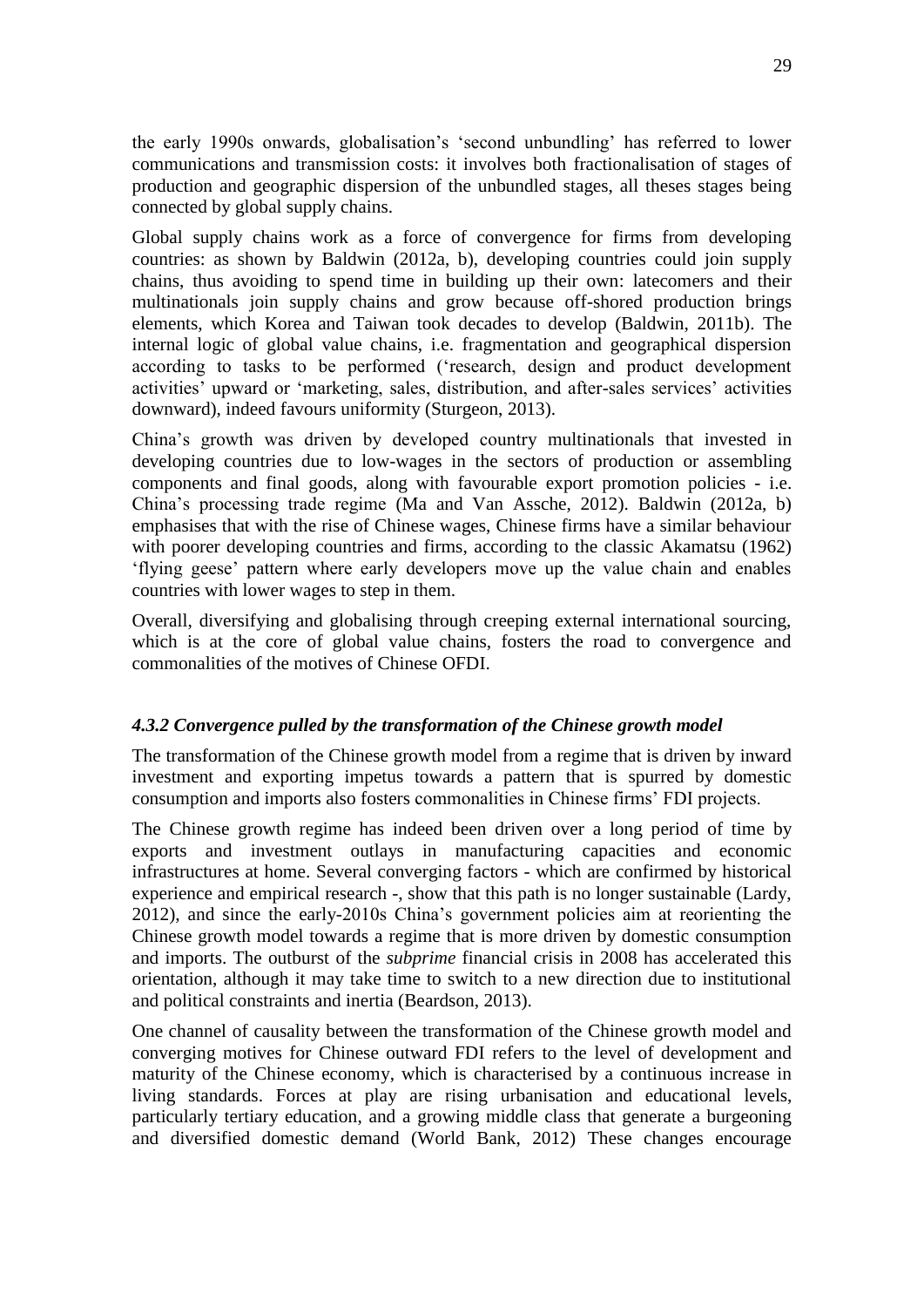the early 1990s onwards, globalisation's 'second unbundling' has referred to lower communications and transmission costs: it involves both fractionalisation of stages of production and geographic dispersion of the unbundled stages, all theses stages being connected by global supply chains.

Global supply chains work as a force of convergence for firms from developing countries: as shown by Baldwin (2012a, b), developing countries could join supply chains, thus avoiding to spend time in building up their own: latecomers and their multinationals join supply chains and grow because off-shored production brings elements, which Korea and Taiwan took decades to develop (Baldwin, 2011b). The internal logic of global value chains, i.e. fragmentation and geographical dispersion according to tasks to be performed ('research, design and product development activities' upward or 'marketing, sales, distribution, and after-sales services' activities downward), indeed favours uniformity (Sturgeon, 2013).

China's growth was driven by developed country multinationals that invested in developing countries due to low-wages in the sectors of production or assembling components and final goods, along with favourable export promotion policies - i.e. China's processing trade regime (Ma and Van Assche, 2012). Baldwin (2012a, b) emphasises that with the rise of Chinese wages, Chinese firms have a similar behaviour with poorer developing countries and firms, according to the classic Akamatsu (1962) 'flying geese' pattern where early developers move up the value chain and enables countries with lower wages to step in them.

Overall, diversifying and globalising through creeping external international sourcing, which is at the core of global value chains, fosters the road to convergence and commonalities of the motives of Chinese OFDI.

#### *4.3.2 Convergence pulled by the transformation of the Chinese growth model*

The transformation of the Chinese growth model from a regime that is driven by inward investment and exporting impetus towards a pattern that is spurred by domestic consumption and imports also fosters commonalities in Chinese firms' FDI projects.

The Chinese growth regime has indeed been driven over a long period of time by exports and investment outlays in manufacturing capacities and economic infrastructures at home. Several converging factors - which are confirmed by historical experience and empirical research -, show that this path is no longer sustainable (Lardy, 2012), and since the early-2010s China's government policies aim at reorienting the Chinese growth model towards a regime that is more driven by domestic consumption and imports. The outburst of the *subprime* financial crisis in 2008 has accelerated this orientation, although it may take time to switch to a new direction due to institutional and political constraints and inertia (Beardson, 2013).

One channel of causality between the transformation of the Chinese growth model and converging motives for Chinese outward FDI refers to the level of development and maturity of the Chinese economy, which is characterised by a continuous increase in living standards. Forces at play are rising urbanisation and educational levels, particularly tertiary education, and a growing middle class that generate a burgeoning and diversified domestic demand (World Bank, 2012) These changes encourage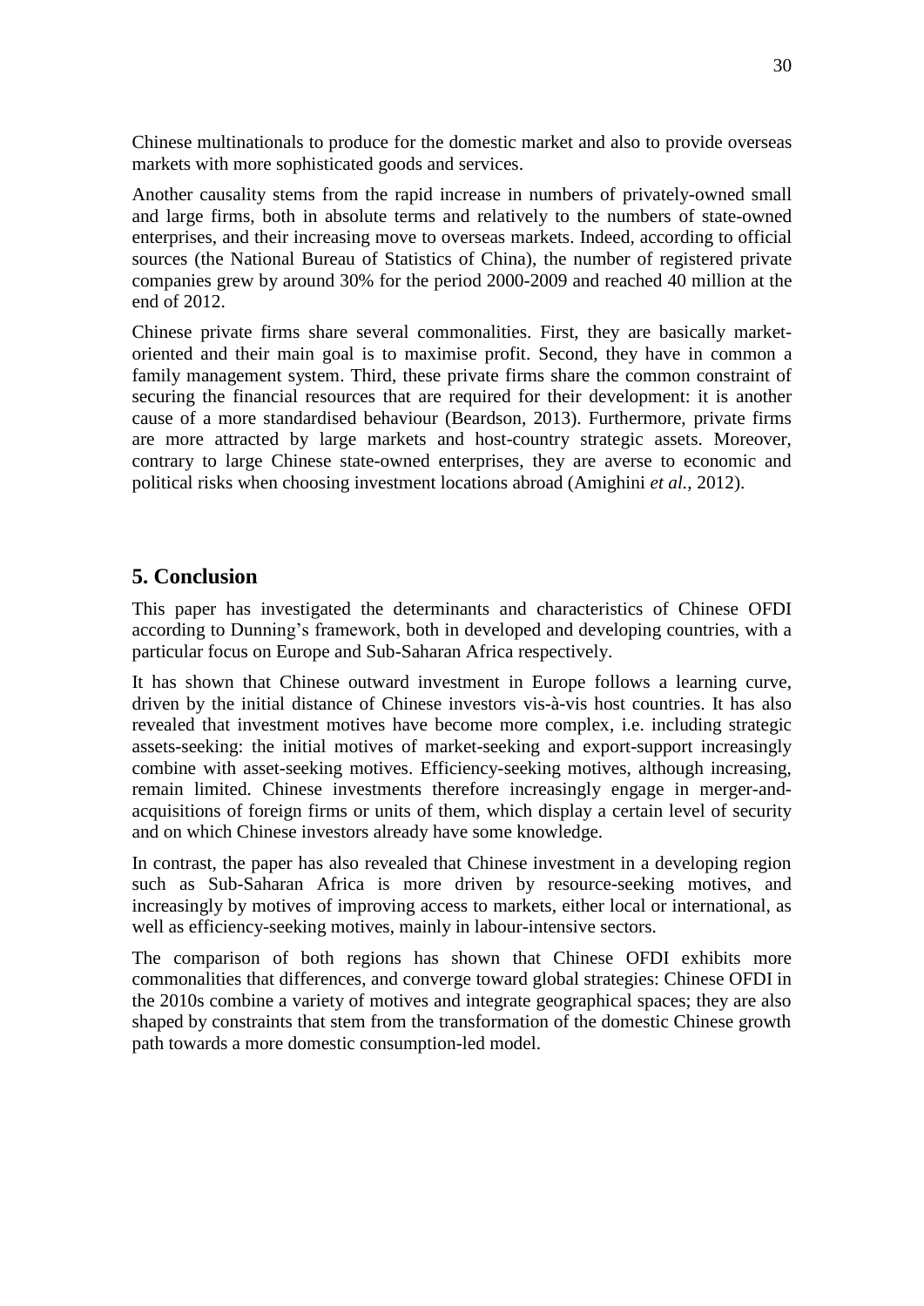Chinese multinationals to produce for the domestic market and also to provide overseas markets with more sophisticated goods and services.

Another causality stems from the rapid increase in numbers of privately-owned small and large firms, both in absolute terms and relatively to the numbers of state-owned enterprises, and their increasing move to overseas markets. Indeed, according to official sources (the National Bureau of Statistics of China), the number of registered private companies grew by around 30% for the period 2000-2009 and reached 40 million at the end of 2012.

Chinese private firms share several commonalities. First, they are basically market-oriented and their main goal is to maximise profit. Second, they have in common a family management system. Third, these private firms share the common constraint of securing the financial resources that are required for their development: it is another cause of a more standardised behaviour (Beardson, 2013). Furthermore, private firms are more attracted by large markets and host-country strategic assets. Moreover, contrary to large Chinese state-owned enterprises, they are averse to economic and political risks when choosing investment locations abroad (Amighini *et al.*, 2012).

## 5. Conclusion

This paper has investigated the determinants and characteristics of Chinese OFDI according to Dunning's framework, both in developed and developing countries, with a particular focus on Europe and Sub-Saharan Africa respectively.

It has shown that Chinese outward investment in Europe follows a learning curve, driven by the initial distance of Chinese investors vis-à-vis host countries. It has also revealed that investment motives have become more complex, i.e. including strategic assets-seeking: the initial motives of market-seeking and export-support increasingly combine with asset-seeking motives. Efficiency-seeking motives, although increasing, remain limited. Chinese investments therefore increasingly engage in merger-and-acquisitions of foreign firms or units of them, which display a certain level of security and on which Chinese investors already have some knowledge.

In contrast, the paper has also revealed that Chinese investment in a developing region such as Sub-Saharan Africa is more driven by resource-seeking motives, and increasingly by motives of improving access to markets, either local or international, as well as efficiency-seeking motives, mainly in labour-intensive sectors.

The comparison of both regions has shown that Chinese OFDI exhibits more commonalities that differences, and converge toward global strategies: Chinese OFDI in the 2010s combine a variety of motives and integrate geographical spaces; they are also shaped by constraints that stem from the transformation of the domestic Chinese growth path towards a more domestic consumption-led model.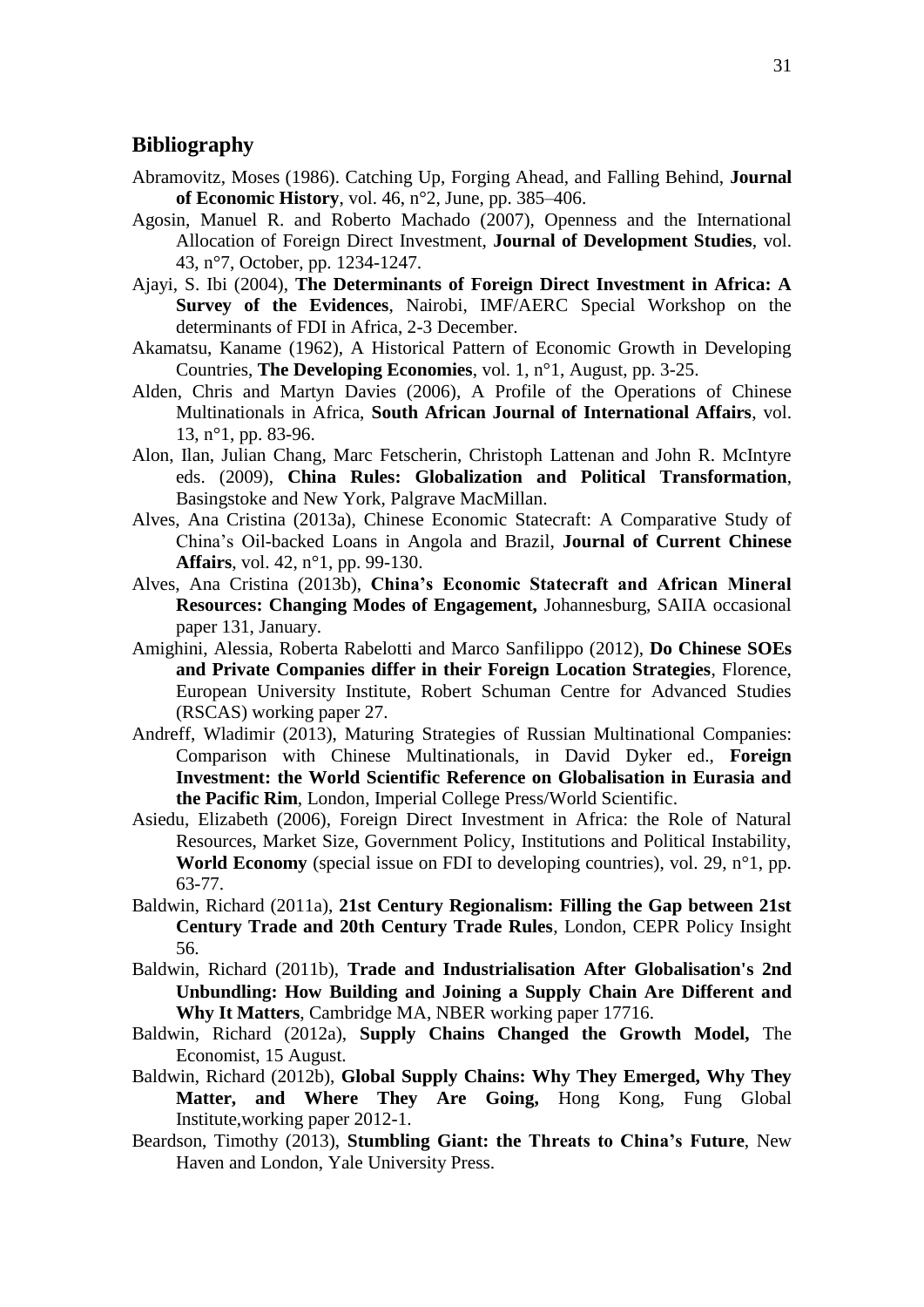## Bibliography

Abramovitz, Moses (1986). Catching Up, Forging Ahead, and Falling Behind, **Journal of Economic History**, vol. 46, n°2, June, pp. 385–406.

Agosin, Manuel R. and Roberto Machado (2007), Openness and the International Allocation of Foreign Direct Investment, **Journal of Development Studies**, vol. 43, n°7, October, pp. 1234-1247.

Ajayi, S. Ibi (2004), **The Determinants of Foreign Direct Investment in Africa: A Survey of the Evidences**, Nairobi, IMF/AERC Special Workshop on the determinants of FDI in Africa, 2-3 December.

Akamatsu, Kaname (1962), A Historical Pattern of Economic Growth in Developing Countries, **The Developing Economies**, vol. 1, n°1, August, pp. 3-25.

Alden, Chris and Martyn Davies (2006), A Profile of the Operations of Chinese Multinationals in Africa, **South African Journal of International Affairs**, vol. 13, n°1, pp. 83-96.

Alon, Ilan, Julian Chang, Marc Fetscherin, Christoph Lattenan and John R. McIntyre eds. (2009), **China Rules: Globalization and Political Transformation**, Basingstoke and New York, Palgrave MacMillan.

Alves, Ana Cristina (2013a), Chinese Economic Statecraft: A Comparative Study of China's Oil-backed Loans in Angola and Brazil, **Journal of Current Chinese Affairs**, vol. 42, n°1, pp. 99-130.

Alves, Ana Cristina (2013b), **China's Economic Statecraft and African Mineral Resources: Changing Modes of Engagement,** Johannesburg, SAIIA occasional paper 131, January.

Amighini, Alessia, Roberta Rabelotti and Marco Sanfilippo (2012), **Do Chinese SOEs and Private Companies differ in their Foreign Location Strategies**, Florence, European University Institute, Robert Schuman Centre for Advanced Studies (RSCAS) working paper 27.

Andreff, Wladimir (2013), Maturing Strategies of Russian Multinational Companies: Comparison with Chinese Multinationals, in David Dyker ed., **Foreign Investment: the World Scientific Reference on Globalisation in Eurasia and the Pacific Rim**, London, Imperial College Press/World Scientific.

Asiedu, Elizabeth (2006), Foreign Direct Investment in Africa: the Role of Natural Resources, Market Size, Government Policy, Institutions and Political Instability, **World Economy** (special issue on FDI to developing countries), vol. 29, n°1, pp. 63-77.

Baldwin, Richard (2011a), **21st Century Regionalism: Filling the Gap between 21st Century Trade and 20th Century Trade Rules**, London, CEPR Policy Insight 56.

Baldwin, Richard (2011b), **Trade and Industrialisation After Globalisation's 2nd Unbundling: How Building and Joining a Supply Chain Are Different and Why It Matters**, Cambridge MA, NBER working paper 17716.

Baldwin, Richard (2012a), **Supply Chains Changed the Growth Model,** The Economist, 15 August.

Baldwin, Richard (2012b), **Global Supply Chains: Why They Emerged, Why They Matter, and Where They Are Going,** Hong Kong, Fung Global Institute,working paper 2012-1.

Beardson, Timothy (2013), **Stumbling Giant: the Threats to China's Future**, New Haven and London, Yale University Press.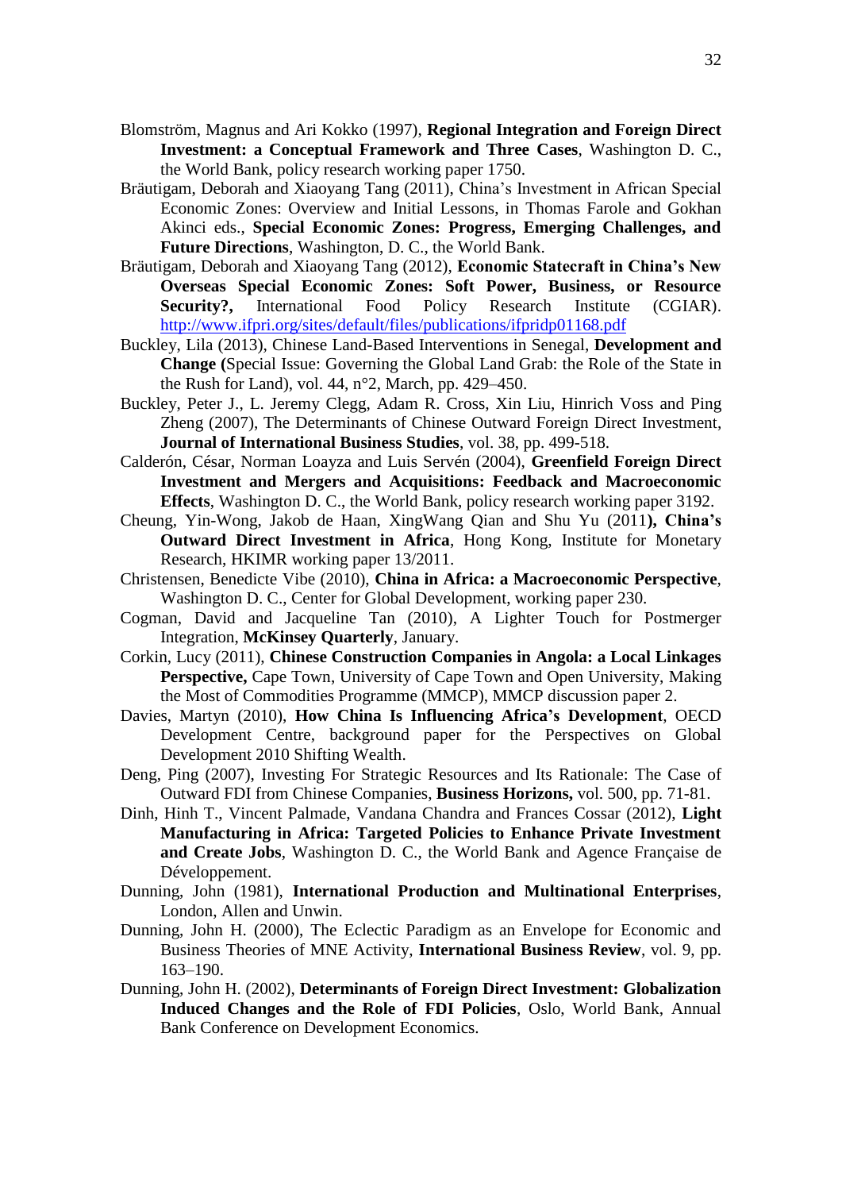Blomström, Magnus and Ari Kokko (1997), **Regional Integration and Foreign Direct Investment: a Conceptual Framework and Three Cases**, Washington D. C., the World Bank, policy research working paper 1750.

Bräutigam, Deborah and Xiaoyang Tang (2011), China's Investment in African Special Economic Zones: Overview and Initial Lessons, in Thomas Farole and Gokhan Akinci eds., **Special Economic Zones: Progress, Emerging Challenges, and Future Directions**, Washington, D. C., the World Bank.

Bräutigam, Deborah and Xiaoyang Tang (2012), **Economic Statecraft in China's New Overseas Special Economic Zones: Soft Power, Business, or Resource Security?,** International Food Policy Research Institute (CGIAR). http://www.ifpri.org/sites/default/files/publications/ifpridp01168.pdf

Buckley, Lila (2013), Chinese Land-Based Interventions in Senegal, **Development and Change (**Special Issue: Governing the Global Land Grab: the Role of the State in the Rush for Land), vol. 44, n°2, March, pp. 429–450.

Buckley, Peter J., L. Jeremy Clegg, Adam R. Cross, Xin Liu, Hinrich Voss and Ping Zheng (2007), The Determinants of Chinese Outward Foreign Direct Investment, **Journal of International Business Studies**, vol. 38, pp. 499-518.

Calderón, César, Norman Loayza and Luis Servén (2004), **Greenfield Foreign Direct Investment and Mergers and Acquisitions: Feedback and Macroeconomic Effects**, Washington D. C., the World Bank, policy research working paper 3192.

Cheung, Yin-Wong, Jakob de Haan, XingWang Qian and Shu Yu (2011**), China's Outward Direct Investment in Africa**, Hong Kong, Institute for Monetary Research, HKIMR working paper 13/2011.

Christensen, Benedicte Vibe (2010), **China in Africa: a Macroeconomic Perspective**, Washington D. C., Center for Global Development, working paper 230.

Cogman, David and Jacqueline Tan (2010), A Lighter Touch for Postmerger Integration, **McKinsey Quarterly**, January.

Corkin, Lucy (2011), **Chinese Construction Companies in Angola: a Local Linkages Perspective,** Cape Town, University of Cape Town and Open University, Making the Most of Commodities Programme (MMCP), MMCP discussion paper 2.

Davies, Martyn (2010), **How China Is Influencing Africa's Development**, OECD Development Centre, background paper for the Perspectives on Global Development 2010 Shifting Wealth.

Deng, Ping (2007), Investing For Strategic Resources and Its Rationale: The Case of Outward FDI from Chinese Companies, **Business Horizons,** vol. 500, pp. 71-81.

Dinh, Hinh T., Vincent Palmade, Vandana Chandra and Frances Cossar (2012), **Light Manufacturing in Africa: Targeted Policies to Enhance Private Investment and Create Jobs**, Washington D. C., the World Bank and Agence Française de Développement.

Dunning, John (1981), **International Production and Multinational Enterprises**, London, Allen and Unwin.

Dunning, John H. (2000), The Eclectic Paradigm as an Envelope for Economic and Business Theories of MNE Activity, **International Business Review**, vol. 9, pp. 163–190.

Dunning, John H. (2002), **Determinants of Foreign Direct Investment: Globalization Induced Changes and the Role of FDI Policies**, Oslo, World Bank, Annual Bank Conference on Development Economics.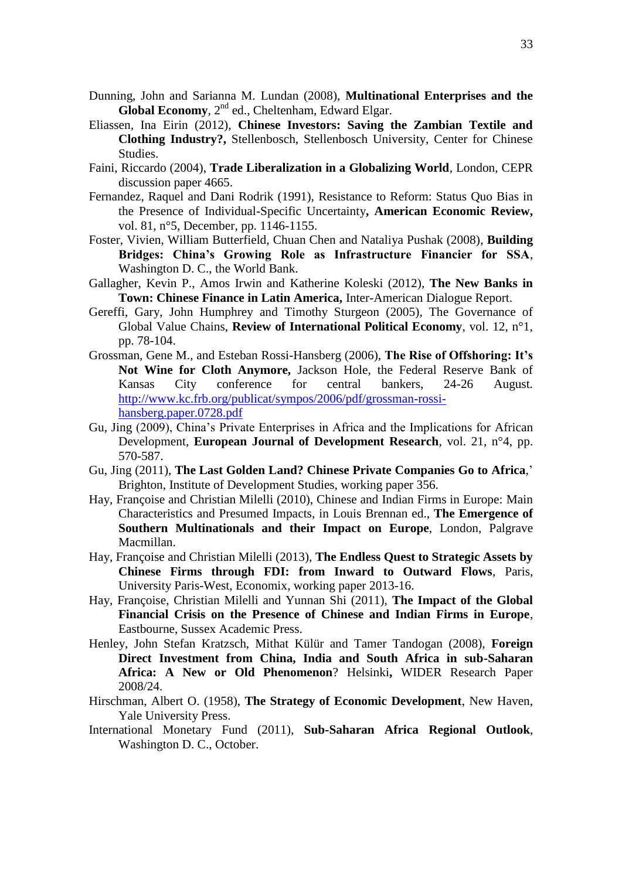Dunning, John and Sarianna M. Lundan (2008), **Multinational Enterprises and the Global Economy**, 2nd ed., Cheltenham, Edward Elgar.

Eliassen, Ina Eirin (2012), **Chinese Investors: Saving the Zambian Textile and Clothing Industry?,** Stellenbosch, Stellenbosch University, Center for Chinese Studies.

Faini, Riccardo (2004), **Trade Liberalization in a Globalizing World**, London, CEPR discussion paper 4665.

Fernandez, Raquel and Dani Rodrik (1991), Resistance to Reform: Status Quo Bias in the Presence of Individual-Specific Uncertainty**, American Economic Review,** vol. 81, n°5, December, pp. 1146-1155.

Foster, Vivien, William Butterfield, Chuan Chen and Nataliya Pushak (2008), **Building Bridges: China's Growing Role as Infrastructure Financier for SSA**, Washington D. C., the World Bank.

Gallagher, Kevin P., Amos Irwin and Katherine Koleski (2012), **The New Banks in Town: Chinese Finance in Latin America,** Inter-American Dialogue Report.

Gereffi, Gary, John Humphrey and Timothy Sturgeon (2005), The Governance of Global Value Chains, **Review of International Political Economy**, vol. 12, n°1, pp. 78-104.

Grossman, Gene M., and Esteban Rossi-Hansberg (2006), **The Rise of Offshoring: It's Not Wine for Cloth Anymore,** Jackson Hole, the Federal Reserve Bank of Kansas City conference for central bankers, 24-26 August. http://www.kc.frb.org/publicat/sympos/2006/pdf/grossman-rossi-hansberg.paper.0728.pdf

Gu, Jing (2009), China's Private Enterprises in Africa and the Implications for African Development, **European Journal of Development Research**, vol. 21, n°4, pp. 570-587.

Gu, Jing (2011), **The Last Golden Land? Chinese Private Companies Go to Africa**,' Brighton, Institute of Development Studies, working paper 356.

Hay, Françoise and Christian Milelli (2010), Chinese and Indian Firms in Europe: Main Characteristics and Presumed Impacts, in Louis Brennan ed., **The Emergence of Southern Multinationals and their Impact on Europe**, London, Palgrave Macmillan.

Hay, Françoise and Christian Milelli (2013), **The Endless Quest to Strategic Assets by Chinese Firms through FDI: from Inward to Outward Flows**, Paris, University Paris-West, Economix, working paper 2013-16.

Hay, Françoise, Christian Milelli and Yunnan Shi (2011), **The Impact of the Global Financial Crisis on the Presence of Chinese and Indian Firms in Europe**, Eastbourne, Sussex Academic Press.

Henley, John Stefan Kratzsch, Mithat Külür and Tamer Tandogan (2008), **Foreign Direct Investment from China, India and South Africa in sub-Saharan Africa: A New or Old Phenomenon**? Helsinki**,** WIDER Research Paper 2008/24.

Hirschman, Albert O. (1958), **The Strategy of Economic Development**, New Haven, Yale University Press.

International Monetary Fund (2011), **Sub-Saharan Africa Regional Outlook**, Washington D. C., October.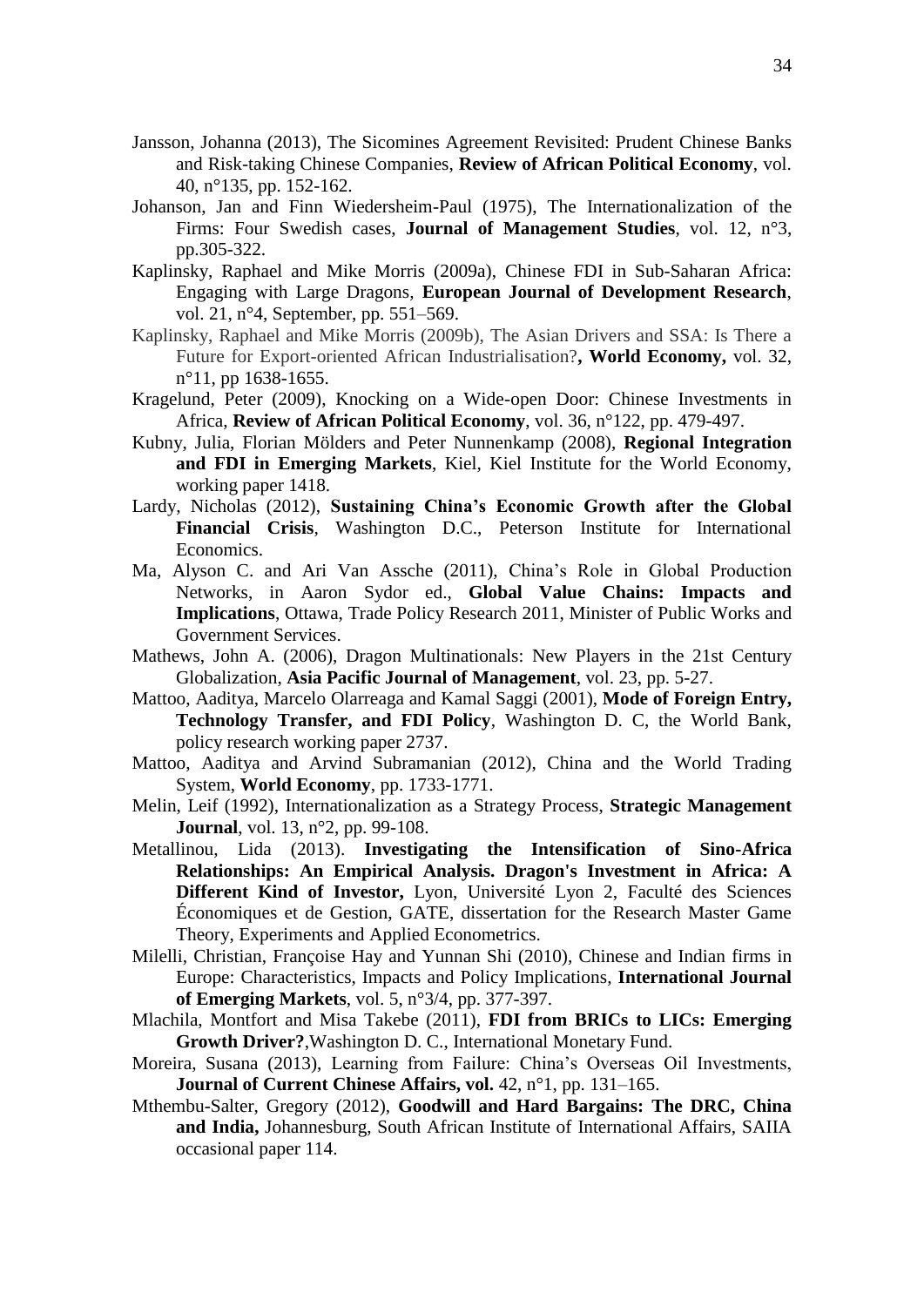Jansson, Johanna (2013), The Sicomines Agreement Revisited: Prudent Chinese Banks and Risk-taking Chinese Companies, **Review of African Political Economy**, vol. 40, n°135, pp. 152-162.

Johanson, Jan and Finn Wiedersheim-Paul (1975), The Internationalization of the Firms: Four Swedish cases, **Journal of Management Studies**, vol. 12, n°3, pp.305-322.

Kaplinsky, Raphael and Mike Morris (2009a), Chinese FDI in Sub-Saharan Africa: Engaging with Large Dragons, **European Journal of Development Research**, vol. 21, n°4, September, pp. 551–569.

Kaplinsky, Raphael and Mike Morris (2009b), The Asian Drivers and SSA: Is There a Future for Export-oriented African Industrialisation?**, World Economy,** vol. 32, n°11, pp 1638-1655.

Kragelund, Peter (2009), Knocking on a Wide-open Door: Chinese Investments in Africa, **Review of African Political Economy**, vol. 36, n°122, pp. 479-497.

Kubny, Julia, Florian Mölders and Peter Nunnenkamp (2008), **Regional Integration and FDI in Emerging Markets**, Kiel, Kiel Institute for the World Economy, working paper 1418.

Lardy, Nicholas (2012), **Sustaining China's Economic Growth after the Global Financial Crisis**, Washington D.C., Peterson Institute for International Economics.

Ma, Alyson C. and Ari Van Assche (2011), China's Role in Global Production Networks, in Aaron Sydor ed., **Global Value Chains: Impacts and Implications**, Ottawa, Trade Policy Research 2011, Minister of Public Works and Government Services.

Mathews, John A. (2006), Dragon Multinationals: New Players in the 21st Century Globalization, **Asia Pacific Journal of Management**, vol. 23, pp. 5-27.

Mattoo, Aaditya, Marcelo Olarreaga and Kamal Saggi (2001), **Mode of Foreign Entry, Technology Transfer, and FDI Policy**, Washington D. C, the World Bank, policy research working paper 2737.

Mattoo, Aaditya and Arvind Subramanian (2012), China and the World Trading System, **World Economy**, pp. 1733-1771.

Melin, Leif (1992), Internationalization as a Strategy Process, **Strategic Management Journal**, vol. 13, n°2, pp. 99-108.

Metallinou, Lida (2013). **Investigating the Intensification of Sino-Africa Relationships: An Empirical Analysis. Dragon's Investment in Africa: A Different Kind of Investor,** Lyon, Université Lyon 2, Faculté des Sciences Économiques et de Gestion, GATE, dissertation for the Research Master Game Theory, Experiments and Applied Econometrics.

Milelli, Christian, Françoise Hay and Yunnan Shi (2010), Chinese and Indian firms in Europe: Characteristics, Impacts and Policy Implications, **International Journal of Emerging Markets**, vol. 5, n°3/4, pp. 377-397.

Mlachila, Montfort and Misa Takebe (2011), **FDI from BRICs to LICs: Emerging Growth Driver?**,Washington D. C., International Monetary Fund.

Moreira, Susana (2013), Learning from Failure: China's Overseas Oil Investments, **Journal of Current Chinese Affairs, vol.** 42, n°1, pp. 131–165.

Mthembu-Salter, Gregory (2012), **Goodwill and Hard Bargains: The DRC, China and India,** Johannesburg, South African Institute of International Affairs, SAIIA occasional paper 114.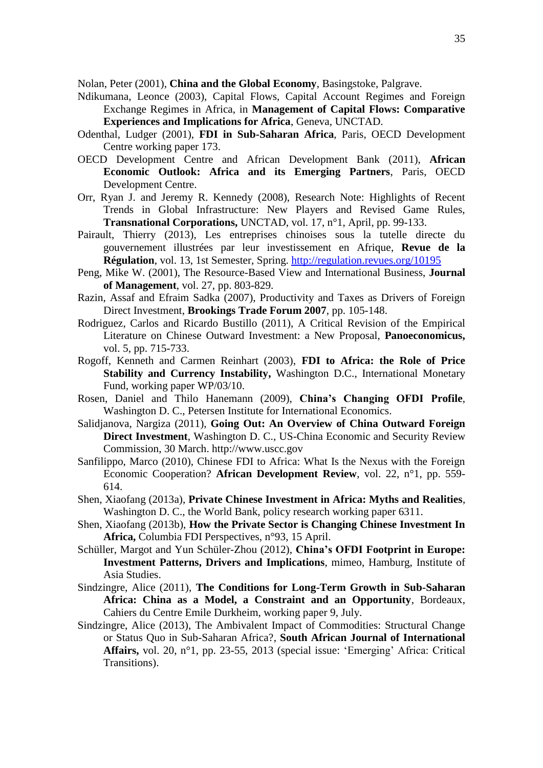Nolan, Peter (2001), **China and the Global Economy**, Basingstoke, Palgrave.

Ndikumana, Leonce (2003), Capital Flows, Capital Account Regimes and Foreign Exchange Regimes in Africa, in **Management of Capital Flows: Comparative Experiences and Implications for Africa**, Geneva, UNCTAD.

Odenthal, Ludger (2001), **FDI in Sub-Saharan Africa**, Paris, OECD Development Centre working paper 173.

OECD Development Centre and African Development Bank (2011), **African Economic Outlook: Africa and its Emerging Partners**, Paris, OECD Development Centre.

Orr, Ryan J. and Jeremy R. Kennedy (2008), Research Note: Highlights of Recent Trends in Global Infrastructure: New Players and Revised Game Rules, **Transnational Corporations,** UNCTAD, vol. 17, n°1, April, pp. 99-133.

Pairault, Thierry (2013), Les entreprises chinoises sous la tutelle directe du gouvernement illustrées par leur investissement en Afrique, **Revue de la Régulation**, vol. 13, 1st Semester, Spring. http://regulation.revues.org/10195

Peng, Mike W. (2001), The Resource-Based View and International Business, **Journal of Management**, vol. 27, pp. 803-829.

Razin, Assaf and Efraim Sadka (2007), Productivity and Taxes as Drivers of Foreign Direct Investment, **Brookings Trade Forum 2007**, pp. 105-148.

Rodriguez, Carlos and Ricardo Bustillo (2011), A Critical Revision of the Empirical Literature on Chinese Outward Investment: a New Proposal, **Panoeconomicus,** vol. 5, pp. 715-733.

Rogoff, Kenneth and Carmen Reinhart (2003), **FDI to Africa: the Role of Price Stability and Currency Instability,** Washington D.C., International Monetary Fund, working paper WP/03/10.

Rosen, Daniel and Thilo Hanemann (2009), **China's Changing OFDI Profile**, Washington D. C., Petersen Institute for International Economics.

Salidjanova, Nargiza (2011), **Going Out: An Overview of China Outward Foreign Direct Investment**, Washington D. C., US-China Economic and Security Review Commission, 30 March. http://www.uscc.gov

Sanfilippo, Marco (2010), Chinese FDI to Africa: What Is the Nexus with the Foreign Economic Cooperation? **African Development Review**, vol. 22, n°1, pp. 559-614.

Shen, Xiaofang (2013a), **Private Chinese Investment in Africa: Myths and Realities**, Washington D. C., the World Bank, policy research working paper 6311.

Shen, Xiaofang (2013b), **How the Private Sector is Changing Chinese Investment In Africa,** Columbia FDI Perspectives, n°93, 15 April.

Schüller, Margot and Yun Schüler-Zhou (2012), **China's OFDI Footprint in Europe: Investment Patterns, Drivers and Implications**, mimeo, Hamburg, Institute of Asia Studies.

Sindzingre, Alice (2011), **The Conditions for Long-Term Growth in Sub-Saharan Africa: China as a Model, a Constraint and an Opportunity**, Bordeaux, Cahiers du Centre Emile Durkheim, working paper 9, July.

Sindzingre, Alice (2013), The Ambivalent Impact of Commodities: Structural Change or Status Quo in Sub-Saharan Africa?, **South African Journal of International Affairs,** vol. 20, n°1, pp. 23-55, 2013 (special issue: 'Emerging' Africa: Critical Transitions).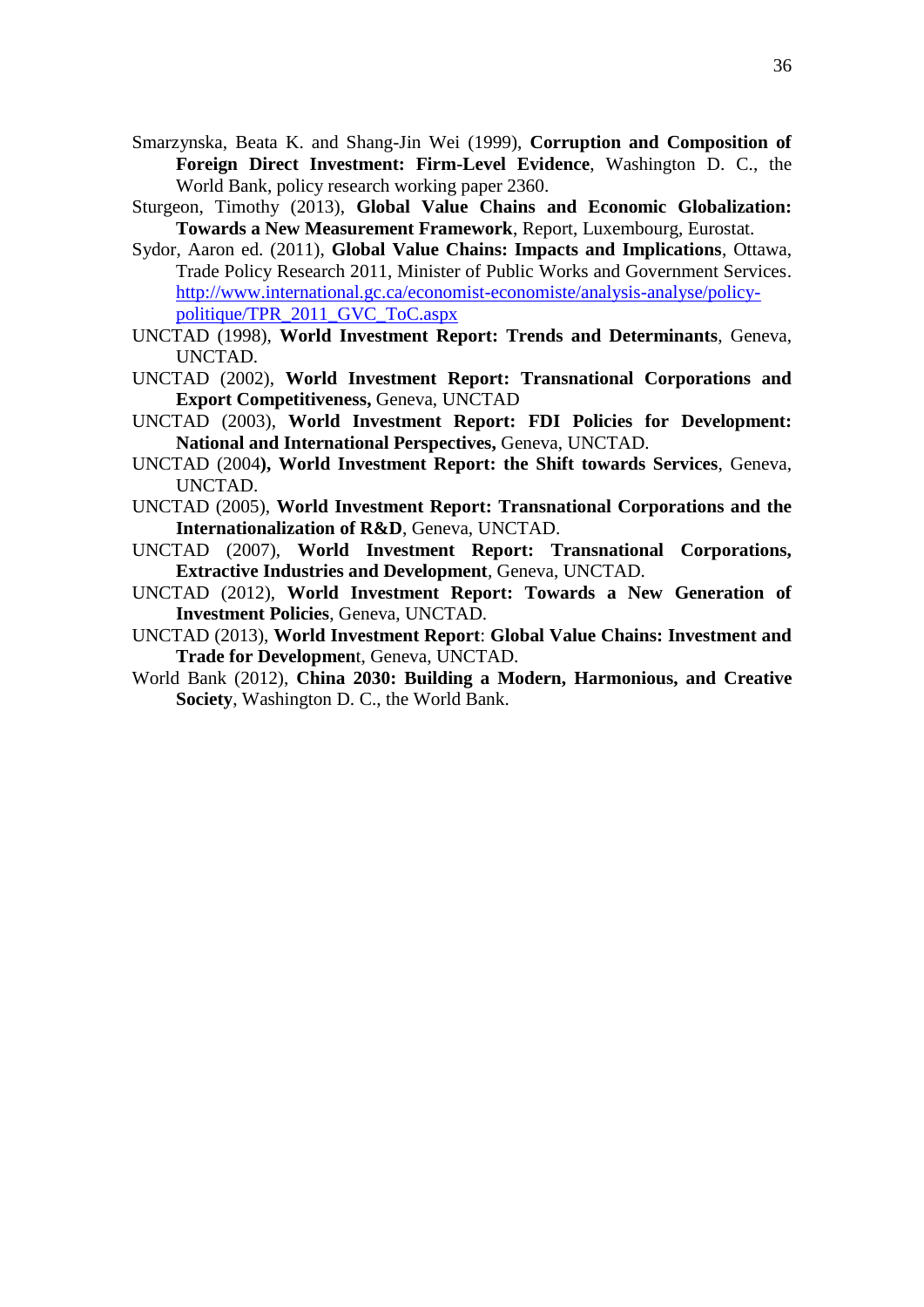Smarzynska, Beata K. and Shang-Jin Wei (1999), **Corruption and Composition of Foreign Direct Investment: Firm-Level Evidence**, Washington D. C., the World Bank, policy research working paper 2360.

Sturgeon, Timothy (2013), **Global Value Chains and Economic Globalization: Towards a New Measurement Framework**, Report, Luxembourg, Eurostat.

Sydor, Aaron ed. (2011), **Global Value Chains: Impacts and Implications**, Ottawa, Trade Policy Research 2011, Minister of Public Works and Government Services. http://www.international.gc.ca/economist-economiste/analysis-analyse/policy-politique/TPR_2011_GVC_ToC.aspx

UNCTAD (1998), **World Investment Report: Trends and Determinants**, Geneva, UNCTAD.

UNCTAD (2002), **World Investment Report: Transnational Corporations and Export Competitiveness,** Geneva, UNCTAD

UNCTAD (2003), **World Investment Report: FDI Policies for Development: National and International Perspectives,** Geneva, UNCTAD.

UNCTAD (2004**), World Investment Report: the Shift towards Services**, Geneva, UNCTAD.

UNCTAD (2005), **World Investment Report: Transnational Corporations and the Internationalization of R&D**, Geneva, UNCTAD.

UNCTAD (2007), **World Investment Report: Transnational Corporations, Extractive Industries and Development**, Geneva, UNCTAD.

UNCTAD (2012), **World Investment Report: Towards a New Generation of Investment Policies**, Geneva, UNCTAD.

UNCTAD (2013), **World Investment Report**: **Global Value Chains: Investment and Trade for Developmen**t, Geneva, UNCTAD.

World Bank (2012), **China 2030: Building a Modern, Harmonious, and Creative Society**, Washington D. C., the World Bank.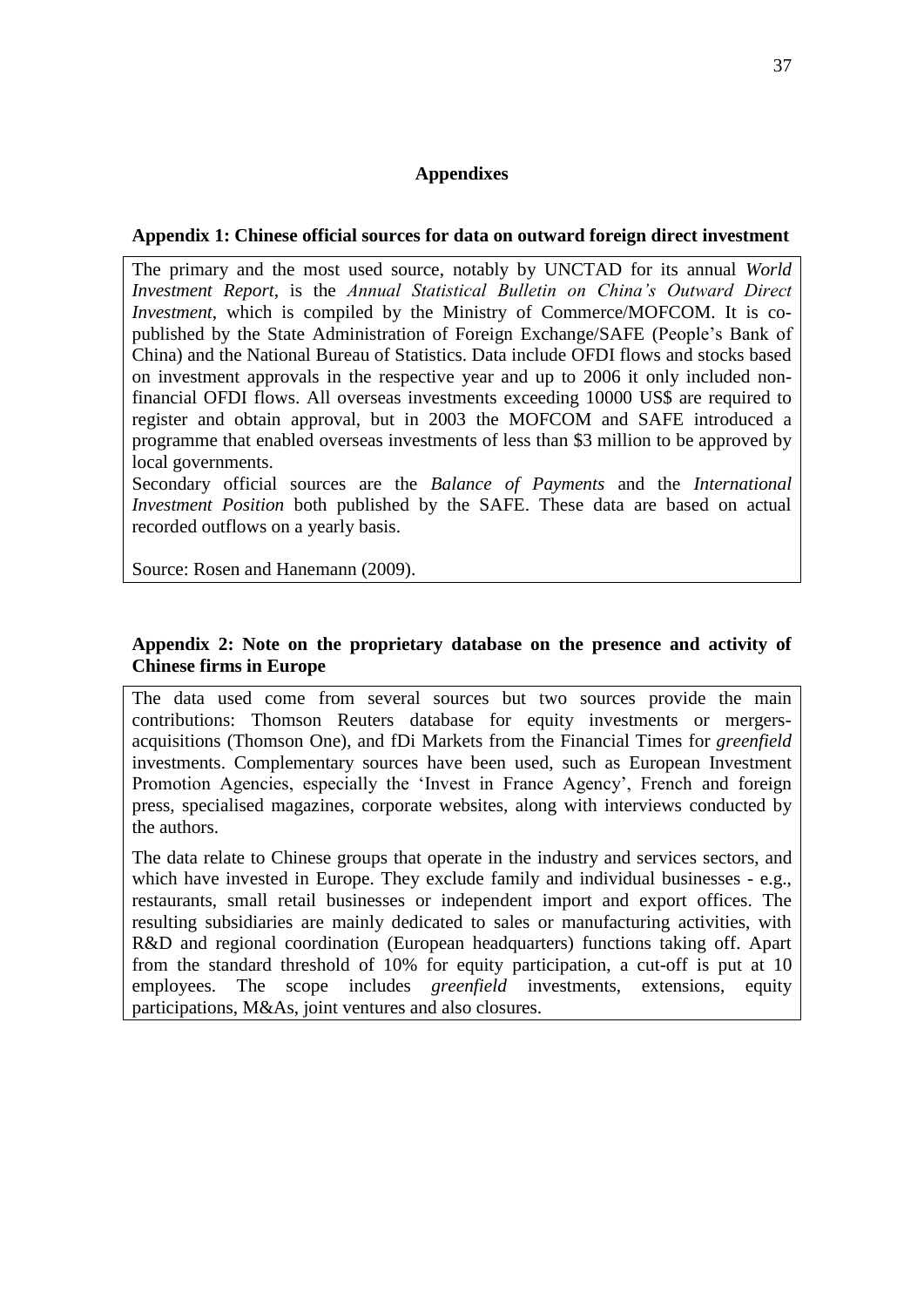# Appendixes

## Appendix 1: Chinese official sources for data on outward foreign direct investment

The primary and the most used source, notably by UNCTAD for its annual *World Investment Report*, is the *Annual Statistical Bulletin on China's Outward Direct Investment*, which is compiled by the Ministry of Commerce/MOFCOM. It is co-published by the State Administration of Foreign Exchange/SAFE (People's Bank of China) and the National Bureau of Statistics. Data include OFDI flows and stocks based on investment approvals in the respective year and up to 2006 it only included non-financial OFDI flows. All overseas investments exceeding 10000 US$ are required to register and obtain approval, but in 2003 the MOFCOM and SAFE introduced a programme that enabled overseas investments of less than $3 million to be approved by local governments.

Secondary official sources are the *Balance of Payments* and the *International Investment Position* both published by the SAFE. These data are based on actual recorded outflows on a yearly basis.

Source: Rosen and Hanemann (2009).

## Appendix 2: Note on the proprietary database on the presence and activity of Chinese firms in Europe

The data used come from several sources but two sources provide the main contributions: Thomson Reuters database for equity investments or mergers-acquisitions (Thomson One), and fDi Markets from the Financial Times for *greenfield* investments. Complementary sources have been used, such as European Investment Promotion Agencies, especially the 'Invest in France Agency', French and foreign press, specialised magazines, corporate websites, along with interviews conducted by the authors.

The data relate to Chinese groups that operate in the industry and services sectors, and which have invested in Europe. They exclude family and individual businesses - e.g., restaurants, small retail businesses or independent import and export offices. The resulting subsidiaries are mainly dedicated to sales or manufacturing activities, with R&D and regional coordination (European headquarters) functions taking off. Apart from the standard threshold of 10% for equity participation, a cut-off is put at 10 employees. The scope includes *greenfield* investments, extensions, equity participations, M&As, joint ventures and also closures.